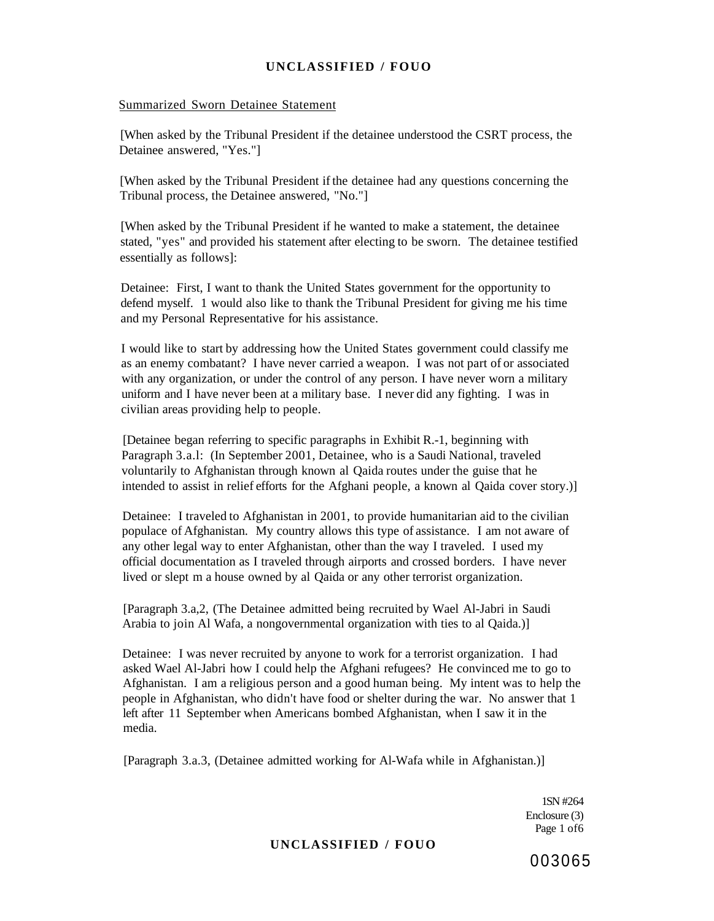Summarized Sworn Detainee Statement

[When asked by the Tribunal President if the detainee understood the CSRT process, the Detainee answered, "Yes."]

[When asked by the Tribunal President if the detainee had any questions concerning the Tribunal process, the Detainee answered, "No."]

[When asked by the Tribunal President if he wanted to make a statement, the detainee stated, "yes" and provided his statement after electing to be sworn. The detainee testified essentially as follows]:

Detainee: First, I want to thank the United States government for the opportunity to defend myself. 1 would also like to thank the Tribunal President for giving me his time and my Personal Representative for his assistance.

I would like to start by addressing how the United States government could classify me as an enemy combatant? I have never carried a weapon. I was not part of or associated with any organization, or under the control of any person. I have never worn a military uniform and I have never been at a military base. I never did any fighting. I was in civilian areas providing help to people.

[Detainee began referring to specific paragraphs in Exhibit R.-1, beginning with Paragraph 3.a.l: (In September 2001, Detainee, who is a Saudi National, traveled voluntarily to Afghanistan through known al Qaida routes under the guise that he intended to assist in relief efforts for the Afghani people, a known al Qaida cover story.)]

Detainee: I traveled to Afghanistan in 2001, to provide humanitarian aid to the civilian populace of Afghanistan. My country allows this type of assistance. I am not aware of any other legal way to enter Afghanistan, other than the way I traveled. I used my official documentation as I traveled through airports and crossed borders. I have never lived or slept m a house owned by al Qaida or any other terrorist organization.

[Paragraph 3.a,2, (The Detainee admitted being recruited by Wael Al-Jabri in Saudi Arabia to join Al Wafa, a nongovernmental organization with ties to al Qaida.)]

Detainee: I was never recruited by anyone to work for a terrorist organization. I had asked Wael Al-Jabri how I could help the Afghani refugees? He convinced me to go to Afghanistan. I am a religious person and a good human being. My intent was to help the people in Afghanistan, who didn't have food or shelter during the war. No answer that 1 left after 11 September when Americans bombed Afghanistan, when I saw it in the media.

[Paragraph 3.a.3, (Detainee admitted working for Al-Wafa while in Afghanistan.)]

1SN #264
Enclosure (3)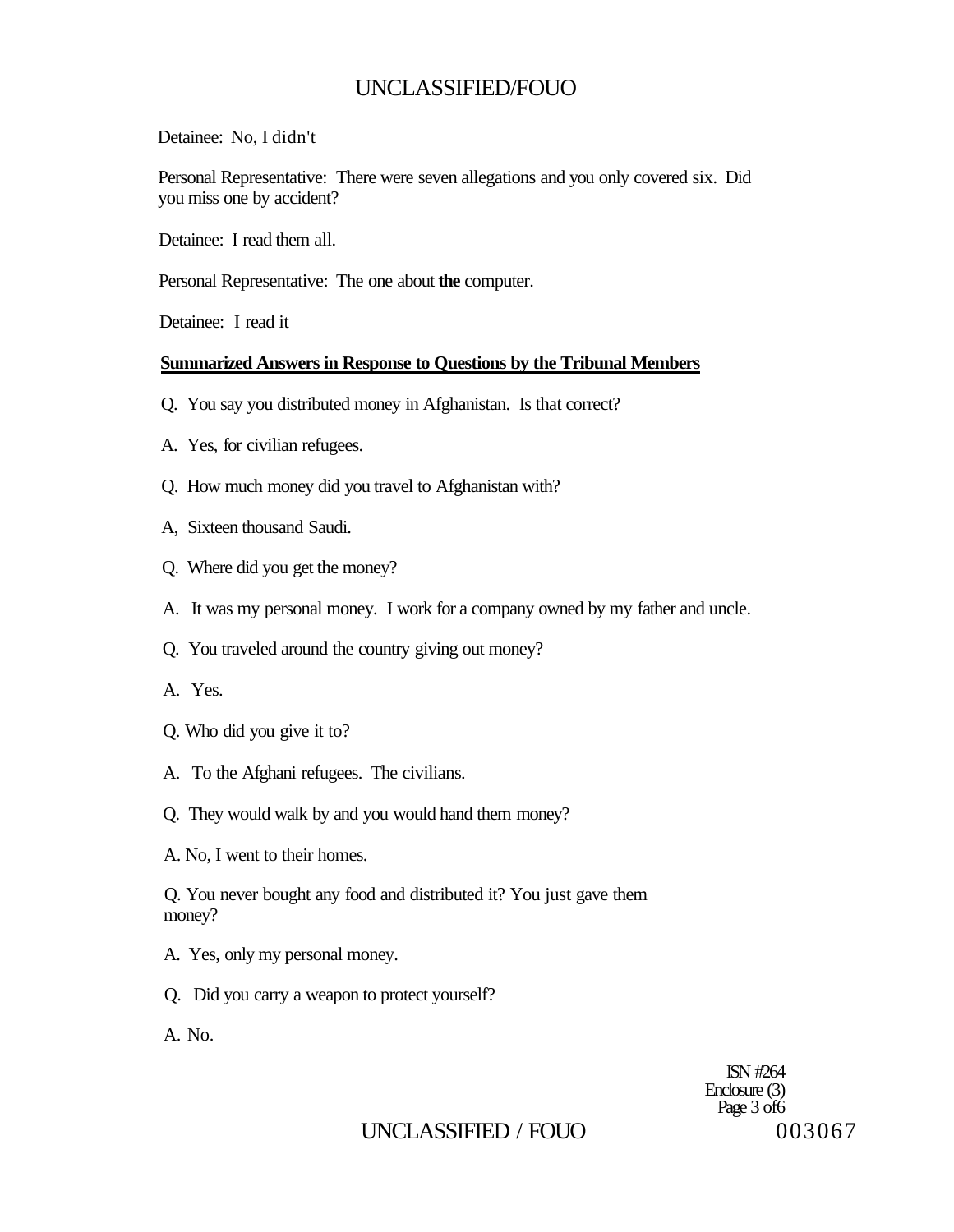Detainee: No, I didn't

Personal Representative: There were seven allegations and you only covered six. Did you miss one by accident?

Detainee: I read them all.

Personal Representative: The one about **the** computer.

Detainee: I read it

**Summarized Answers in Response to Questions by the Tribunal Members**

Q. You say you distributed money in Afghanistan. Is that correct?

A. Yes, for civilian refugees.

Q. How much money did you travel to Afghanistan with?

A, Sixteen thousand Saudi.

Q. Where did you get the money?

A. It was my personal money. I work for a company owned by my father and uncle.

Q. You traveled around the country giving out money?

A. Yes.

Q. Who did you give it to?

A. To the Afghani refugees. The civilians.

Q. They would walk by and you would hand them money?

A. No, I went to their homes.

Q. You never bought any food and distributed it? You just gave them money?

A. Yes, only my personal money.

Q. Did you carry a weapon to protect yourself?

A. No.

ISN #264
Enclosure (3)
Page 3 of6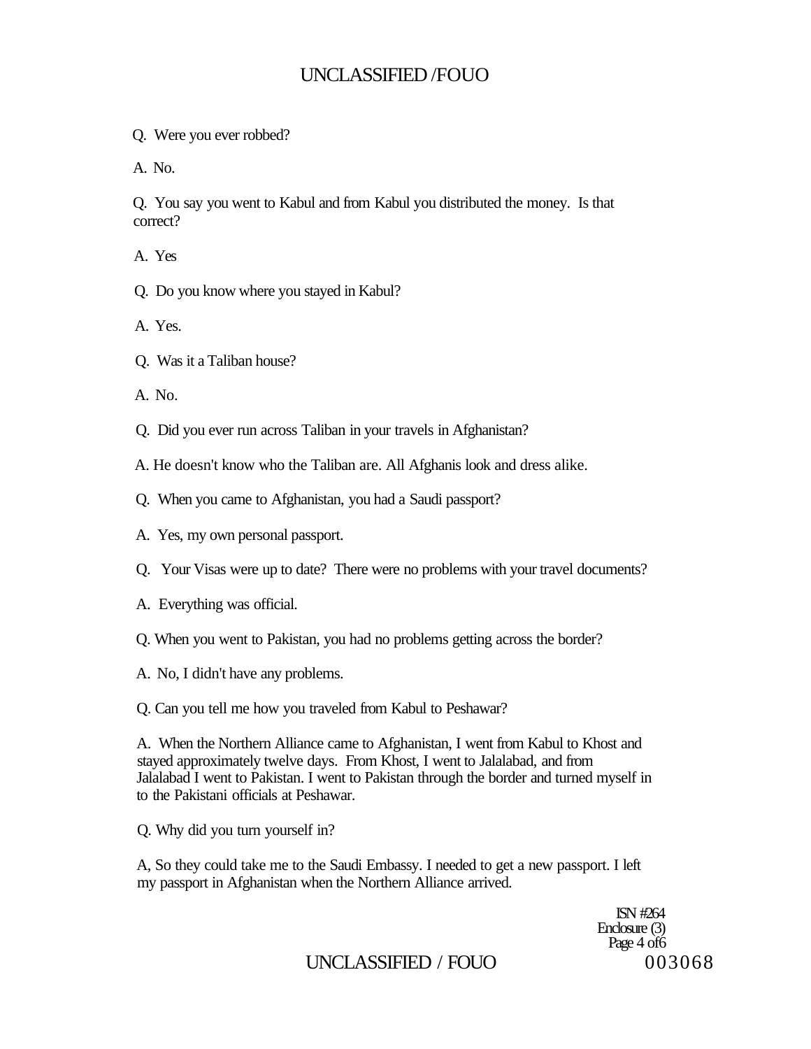Q. Were you ever robbed?

A. No.

Q. You say you went to Kabul and from Kabul you distributed the money. Is that correct?

A. Yes

Q. Do you know where you stayed in Kabul?

A. Yes.

Q. Was it a Taliban house?

A. No.

Q. Did you ever run across Taliban in your travels in Afghanistan?

A. He doesn't know who the Taliban are. All Afghanis look and dress alike.

Q. When you came to Afghanistan, you had a Saudi passport?

A. Yes, my own personal passport.

Q. Your Visas were up to date? There were no problems with your travel documents?

A. Everything was official.

Q. When you went to Pakistan, you had no problems getting across the border?

A. No, I didn't have any problems.

Q. Can you tell me how you traveled from Kabul to Peshawar?

A. When the Northern Alliance came to Afghanistan, I went from Kabul to Khost and stayed approximately twelve days. From Khost, I went to Jalalabad, and from Jalalabad I went to Pakistan. I went to Pakistan through the border and turned myself in to the Pakistani officials at Peshawar.

Q. Why did you turn yourself in?

A, So they could take me to the Saudi Embassy. I needed to get a new passport. I left my passport in Afghanistan when the Northern Alliance arrived.

ISN #264
Enclosure (3)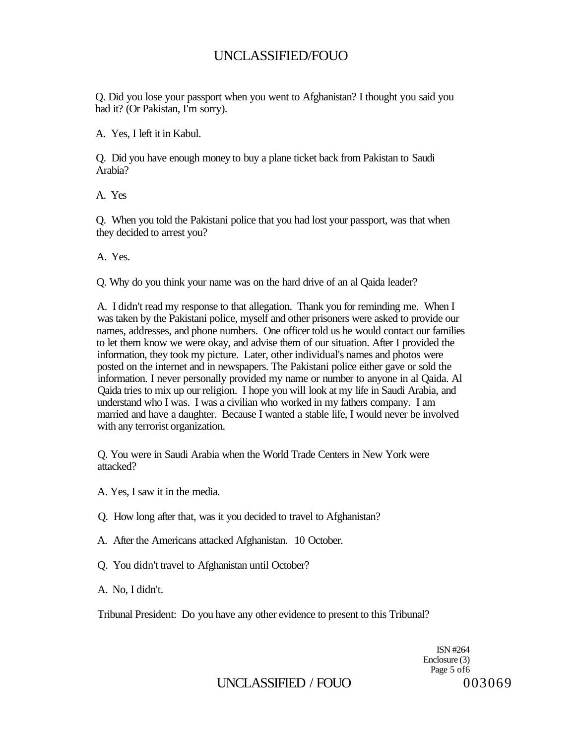Q. Did you lose your passport when you went to Afghanistan? I thought you said you had it? (Or Pakistan, I'm sorry).

A. Yes, I left it in Kabul.

Q. Did you have enough money to buy a plane ticket back from Pakistan to Saudi Arabia?

A. Yes

Q. When you told the Pakistani police that you had lost your passport, was that when they decided to arrest you?

A. Yes.

Q. Why do you think your name was on the hard drive of an al Qaida leader?

A. I didn't read my response to that allegation. Thank you for reminding me. When I was taken by the Pakistani police, myself and other prisoners were asked to provide our names, addresses, and phone numbers. One officer told us he would contact our families to let them know we were okay, and advise them of our situation. After I provided the information, they took my picture. Later, other individual's names and photos were posted on the internet and in newspapers. The Pakistani police either gave or sold the information. I never personally provided my name or number to anyone in al Qaida. Al Qaida tries to mix up our religion. I hope you will look at my life in Saudi Arabia, and understand who I was. I was a civilian who worked in my fathers company. I am married and have a daughter. Because I wanted a stable life, I would never be involved with any terrorist organization.

Q. You were in Saudi Arabia when the World Trade Centers in New York were attacked?

A. Yes, I saw it in the media.

Q. How long after that, was it you decided to travel to Afghanistan?

A. After the Americans attacked Afghanistan. 10 October.

Q. You didn't travel to Afghanistan until October?

A. No, I didn't.

Tribunal President: Do you have any other evidence to present to this Tribunal?

ISN #264
Enclosure (3)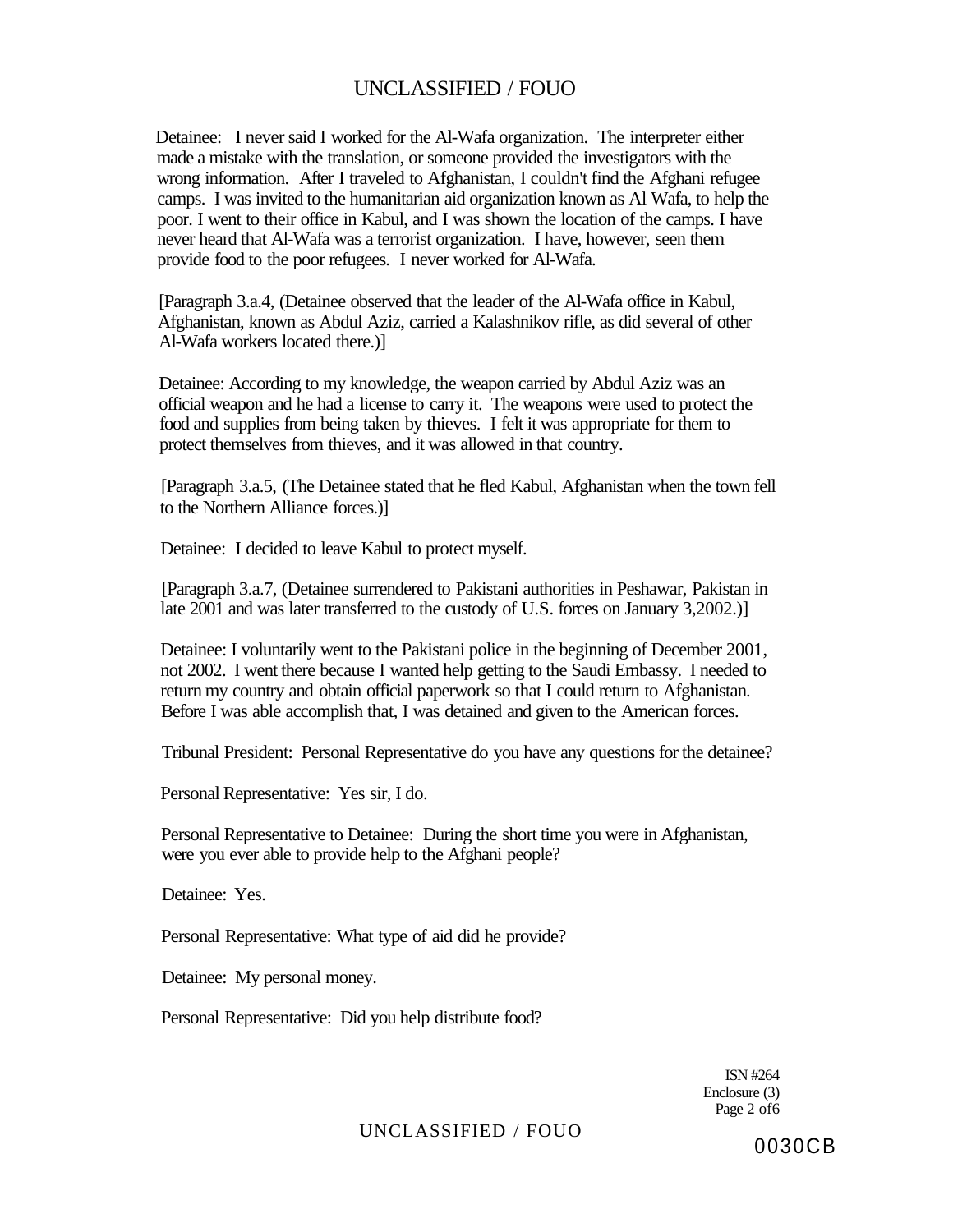Detainee: I never said I worked for the Al-Wafa organization. The interpreter either made a mistake with the translation, or someone provided the investigators with the wrong information. After I traveled to Afghanistan, I couldn't find the Afghani refugee camps. I was invited to the humanitarian aid organization known as Al Wafa, to help the poor. I went to their office in Kabul, and I was shown the location of the camps. I have never heard that Al-Wafa was a terrorist organization. I have, however, seen them provide food to the poor refugees. I never worked for Al-Wafa.

[Paragraph 3.a.4, (Detainee observed that the leader of the Al-Wafa office in Kabul, Afghanistan, known as Abdul Aziz, carried a Kalashnikov rifle, as did several of other Al-Wafa workers located there.)]

Detainee: According to my knowledge, the weapon carried by Abdul Aziz was an official weapon and he had a license to carry it. The weapons were used to protect the food and supplies from being taken by thieves. I felt it was appropriate for them to protect themselves from thieves, and it was allowed in that country.

[Paragraph 3.a.5, (The Detainee stated that he fled Kabul, Afghanistan when the town fell to the Northern Alliance forces.)]

Detainee: I decided to leave Kabul to protect myself.

[Paragraph 3.a.7, (Detainee surrendered to Pakistani authorities in Peshawar, Pakistan in late 2001 and was later transferred to the custody of U.S. forces on January 3,2002.)]

Detainee: I voluntarily went to the Pakistani police in the beginning of December 2001, not 2002. I went there because I wanted help getting to the Saudi Embassy. I needed to return my country and obtain official paperwork so that I could return to Afghanistan. Before I was able accomplish that, I was detained and given to the American forces.

Tribunal President: Personal Representative do you have any questions for the detainee?

Personal Representative: Yes sir, I do.

Personal Representative to Detainee: During the short time you were in Afghanistan, were you ever able to provide help to the Afghani people?

Detainee: Yes.

Personal Representative: What type of aid did he provide?

Detainee: My personal money.

Personal Representative: Did you help distribute food?

ISN #264
Enclosure (3)
Page 2 of6

0030CB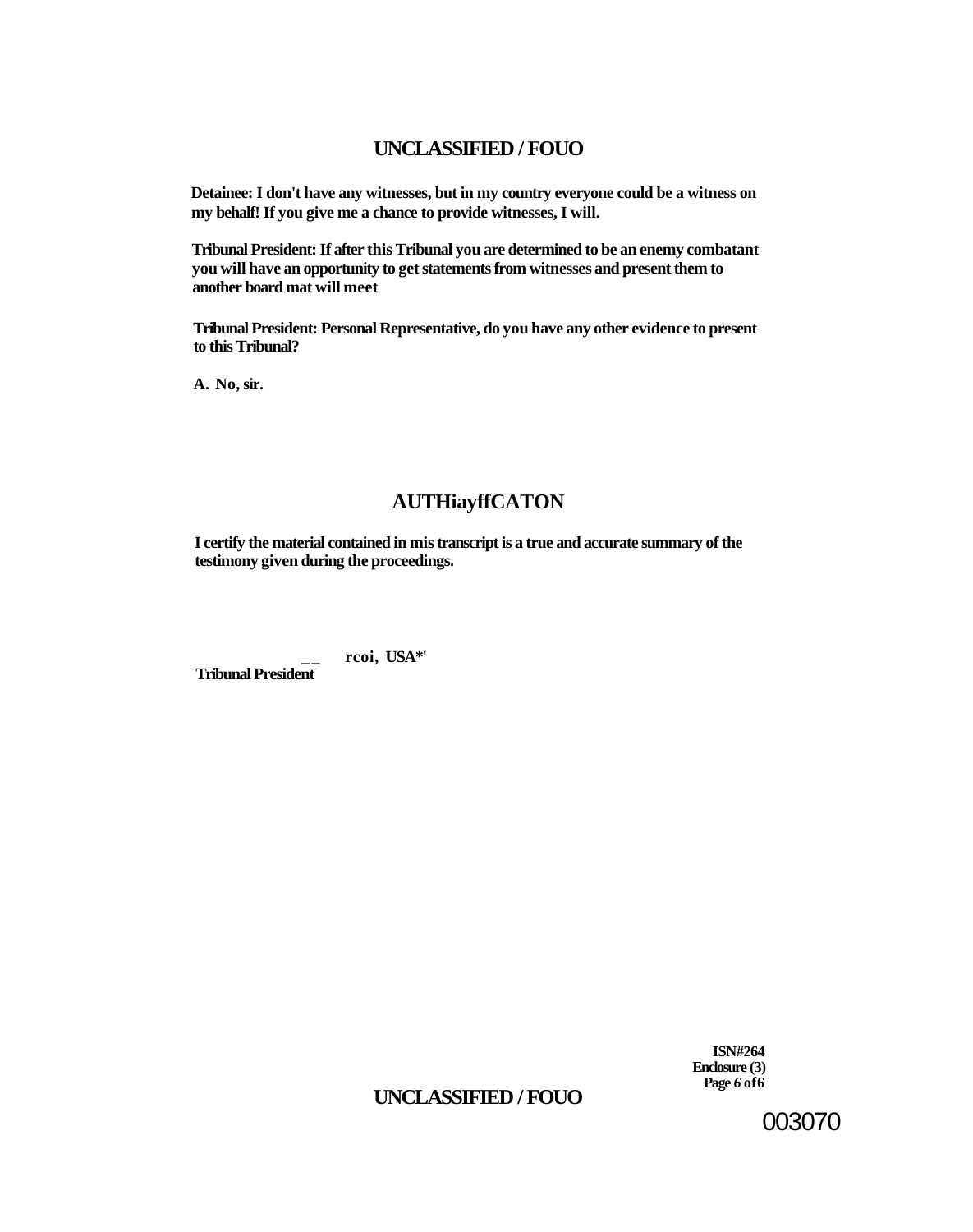**Detainee: I don't have any witnesses, but in my country everyone could be a witness on my behalf! If you give me a chance to provide witnesses, I will.**

**Tribunal President: If after this Tribunal you are determined to be an enemy combatant you will have an opportunity to get statements from witnesses and present them to another board mat will meet**

**Tribunal President: Personal Representative, do you have any other evidence to present to this Tribunal?**

**A. No, sir.**

## AUTHiayffCATON

**I certify the material contained in mis transcript is a true and accurate summary of the testimony given during the proceedings.**

**__ rcoi, USA*'**
**Tribunal President**

**ISN#264**
**Enclosure (3)**
**Page 6 of 6**

003070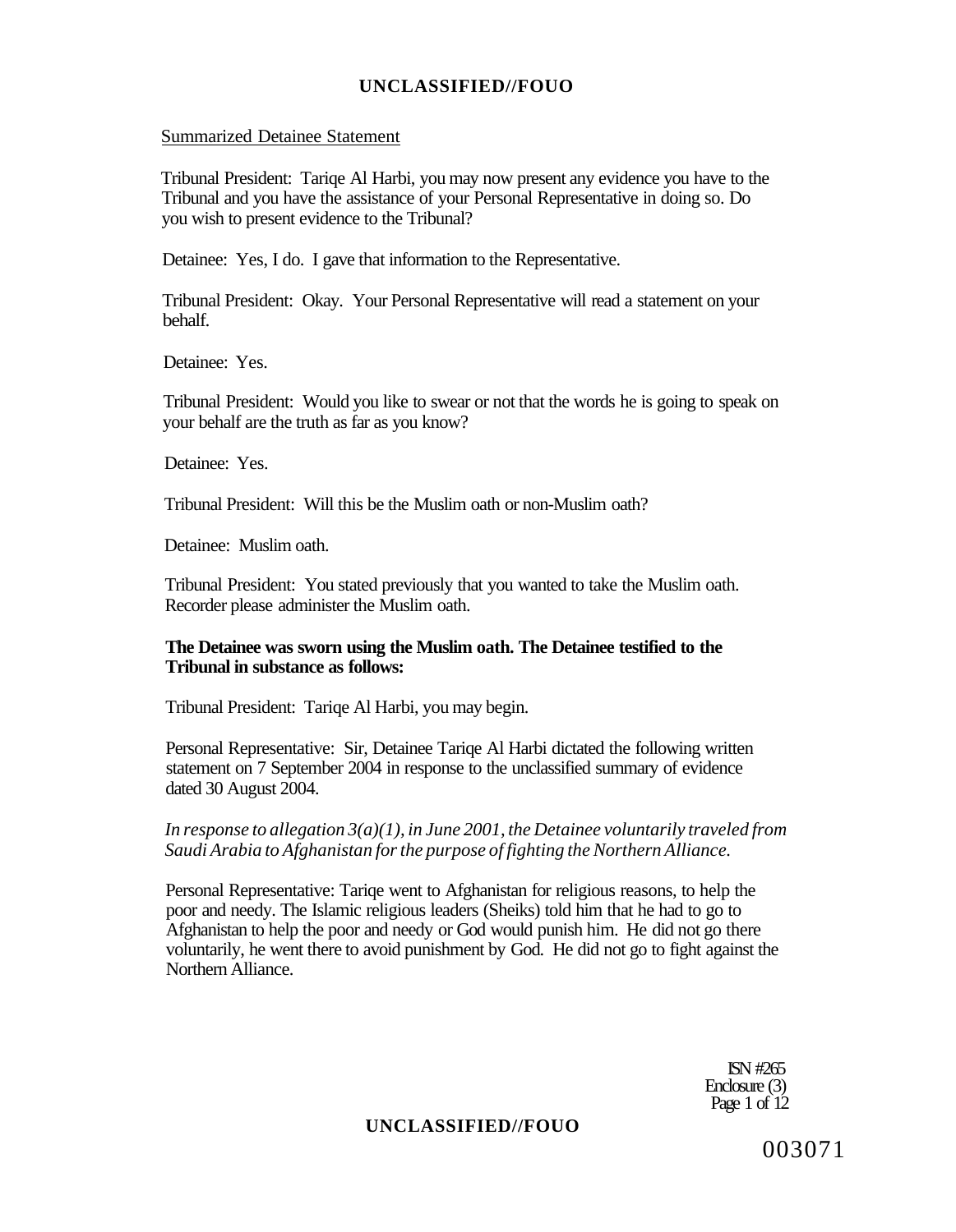Summarized Detainee Statement

Tribunal President: Tariqe Al Harbi, you may now present any evidence you have to the Tribunal and you have the assistance of your Personal Representative in doing so. Do you wish to present evidence to the Tribunal?

Detainee: Yes, I do. I gave that information to the Representative.

Tribunal President: Okay. Your Personal Representative will read a statement on your behalf.

Detainee: Yes.

Tribunal President: Would you like to swear or not that the words he is going to speak on your behalf are the truth as far as you know?

Detainee: Yes.

Tribunal President: Will this be the Muslim oath or non-Muslim oath?

Detainee: Muslim oath.

Tribunal President: You stated previously that you wanted to take the Muslim oath. Recorder please administer the Muslim oath.

**The Detainee was sworn using the Muslim oath. The Detainee testified to the Tribunal in substance as follows:**

Tribunal President: Tariqe Al Harbi, you may begin.

Personal Representative: Sir, Detainee Tariqe Al Harbi dictated the following written statement on 7 September 2004 in response to the unclassified summary of evidence dated 30 August 2004.

*In response to allegation 3(a)(1), in June 2001, the Detainee voluntarily traveled from Saudi Arabia to Afghanistan for the purpose of fighting the Northern Alliance.*

Personal Representative: Tariqe went to Afghanistan for religious reasons, to help the poor and needy. The Islamic religious leaders (Sheiks) told him that he had to go to Afghanistan to help the poor and needy or God would punish him. He did not go there voluntarily, he went there to avoid punishment by God. He did not go to fight against the Northern Alliance.

ISN #265
Enclosure (3)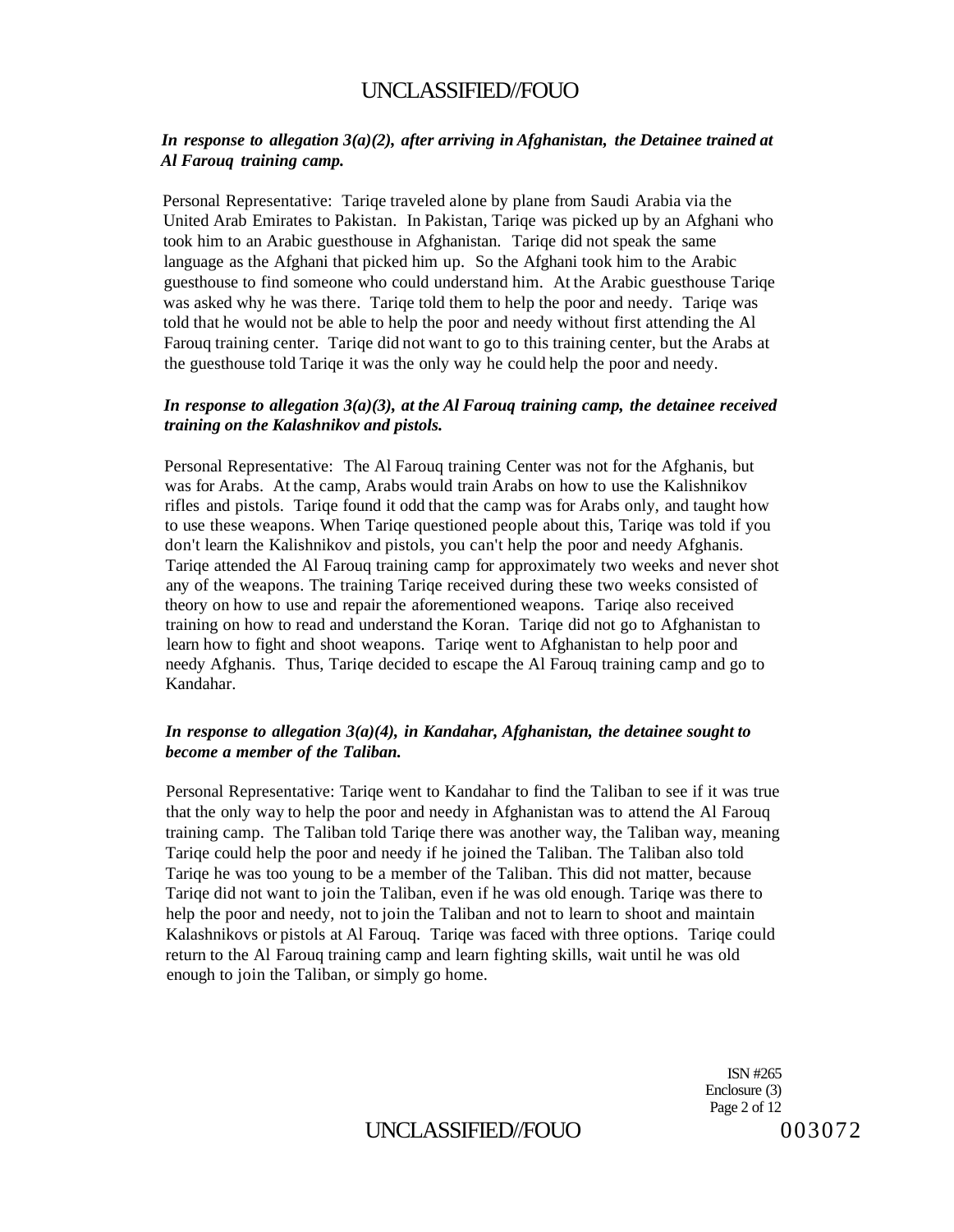***In response to allegation 3(a)(2), after arriving in Afghanistan, the Detainee trained at Al Farouq training camp.***

Personal Representative: Tariqe traveled alone by plane from Saudi Arabia via the United Arab Emirates to Pakistan. In Pakistan, Tariqe was picked up by an Afghani who took him to an Arabic guesthouse in Afghanistan. Tariqe did not speak the same language as the Afghani that picked him up. So the Afghani took him to the Arabic guesthouse to find someone who could understand him. At the Arabic guesthouse Tariqe was asked why he was there. Tariqe told them to help the poor and needy. Tariqe was told that he would not be able to help the poor and needy without first attending the Al Farouq training center. Tariqe did not want to go to this training center, but the Arabs at the guesthouse told Tariqe it was the only way he could help the poor and needy.

***In response to allegation 3(a)(3), at the Al Farouq training camp, the detainee received training on the Kalashnikov and pistols.***

Personal Representative: The Al Farouq training Center was not for the Afghanis, but was for Arabs. At the camp, Arabs would train Arabs on how to use the Kalishnikov rifles and pistols. Tariqe found it odd that the camp was for Arabs only, and taught how to use these weapons. When Tariqe questioned people about this, Tariqe was told if you don't learn the Kalishnikov and pistols, you can't help the poor and needy Afghanis. Tariqe attended the Al Farouq training camp for approximately two weeks and never shot any of the weapons. The training Tariqe received during these two weeks consisted of theory on how to use and repair the aforementioned weapons. Tariqe also received training on how to read and understand the Koran. Tariqe did not go to Afghanistan to learn how to fight and shoot weapons. Tariqe went to Afghanistan to help poor and needy Afghanis. Thus, Tariqe decided to escape the Al Farouq training camp and go to Kandahar.

***In response to allegation 3(a)(4), in Kandahar, Afghanistan, the detainee sought to become a member of the Taliban.***

Personal Representative: Tariqe went to Kandahar to find the Taliban to see if it was true that the only way to help the poor and needy in Afghanistan was to attend the Al Farouq training camp. The Taliban told Tariqe there was another way, the Taliban way, meaning Tariqe could help the poor and needy if he joined the Taliban. The Taliban also told Tariqe he was too young to be a member of the Taliban. This did not matter, because Tariqe did not want to join the Taliban, even if he was old enough. Tariqe was there to help the poor and needy, not to join the Taliban and not to learn to shoot and maintain Kalashnikovs or pistols at Al Farouq. Tariqe was faced with three options. Tariqe could return to the Al Farouq training camp and learn fighting skills, wait until he was old enough to join the Taliban, or simply go home.

ISN #265
Enclosure (3)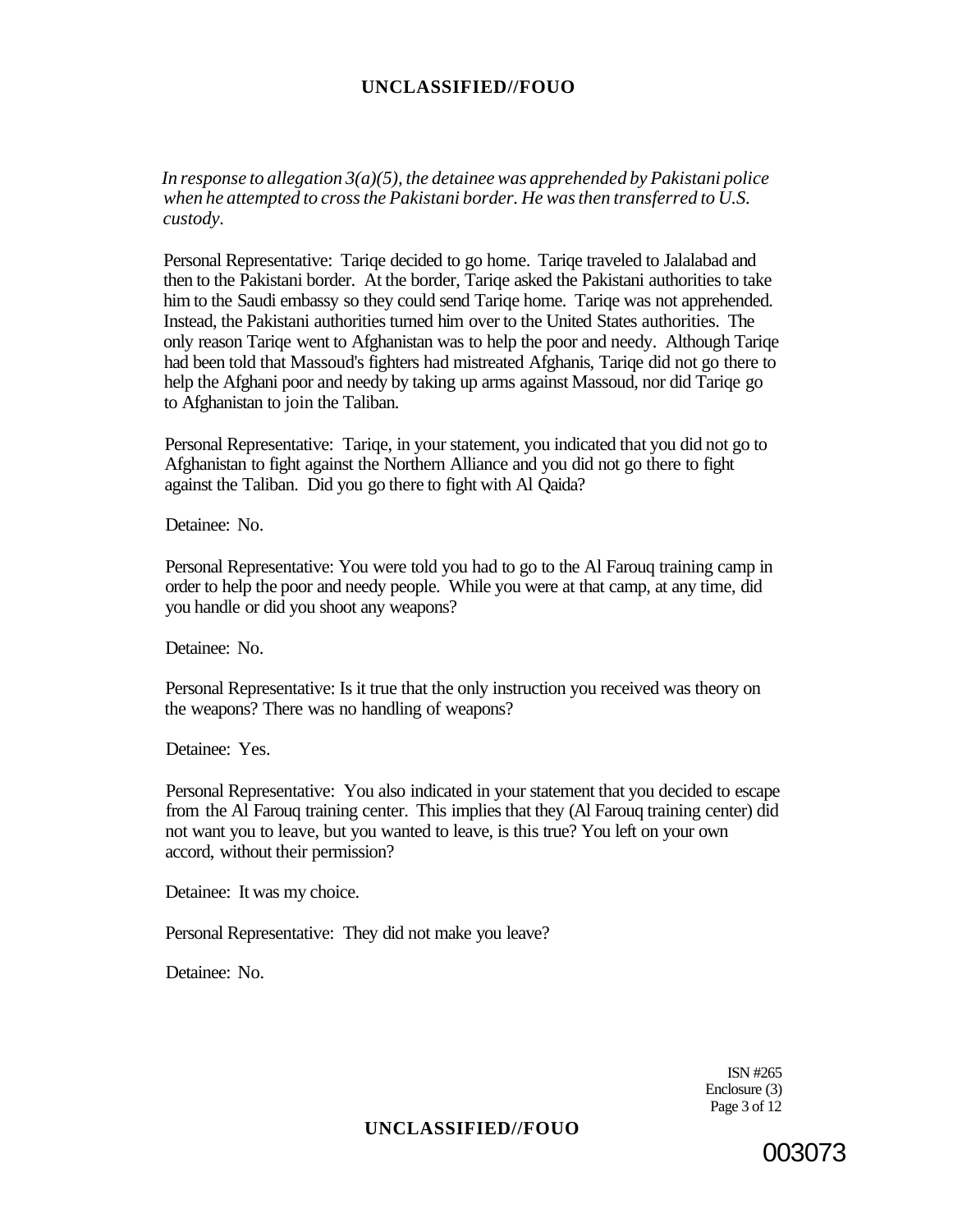*In response to allegation 3(a)(5), the detainee was apprehended by Pakistani police when he attempted to cross the Pakistani border. He was then transferred to U.S. custody.*

Personal Representative: Tariqe decided to go home. Tariqe traveled to Jalalabad and then to the Pakistani border. At the border, Tariqe asked the Pakistani authorities to take him to the Saudi embassy so they could send Tariqe home. Tariqe was not apprehended. Instead, the Pakistani authorities turned him over to the United States authorities. The only reason Tariqe went to Afghanistan was to help the poor and needy. Although Tariqe had been told that Massoud's fighters had mistreated Afghanis, Tariqe did not go there to help the Afghani poor and needy by taking up arms against Massoud, nor did Tariqe go to Afghanistan to join the Taliban.

Personal Representative: Tariqe, in your statement, you indicated that you did not go to Afghanistan to fight against the Northern Alliance and you did not go there to fight against the Taliban. Did you go there to fight with Al Qaida?

Detainee: No.

Personal Representative: You were told you had to go to the Al Farouq training camp in order to help the poor and needy people. While you were at that camp, at any time, did you handle or did you shoot any weapons?

Detainee: No.

Personal Representative: Is it true that the only instruction you received was theory on the weapons? There was no handling of weapons?

Detainee: Yes.

Personal Representative: You also indicated in your statement that you decided to escape from the Al Farouq training center. This implies that they (Al Farouq training center) did not want you to leave, but you wanted to leave, is this true? You left on your own accord, without their permission?

Detainee: It was my choice.

Personal Representative: They did not make you leave?

Detainee: No.

ISN #265
Enclosure (3)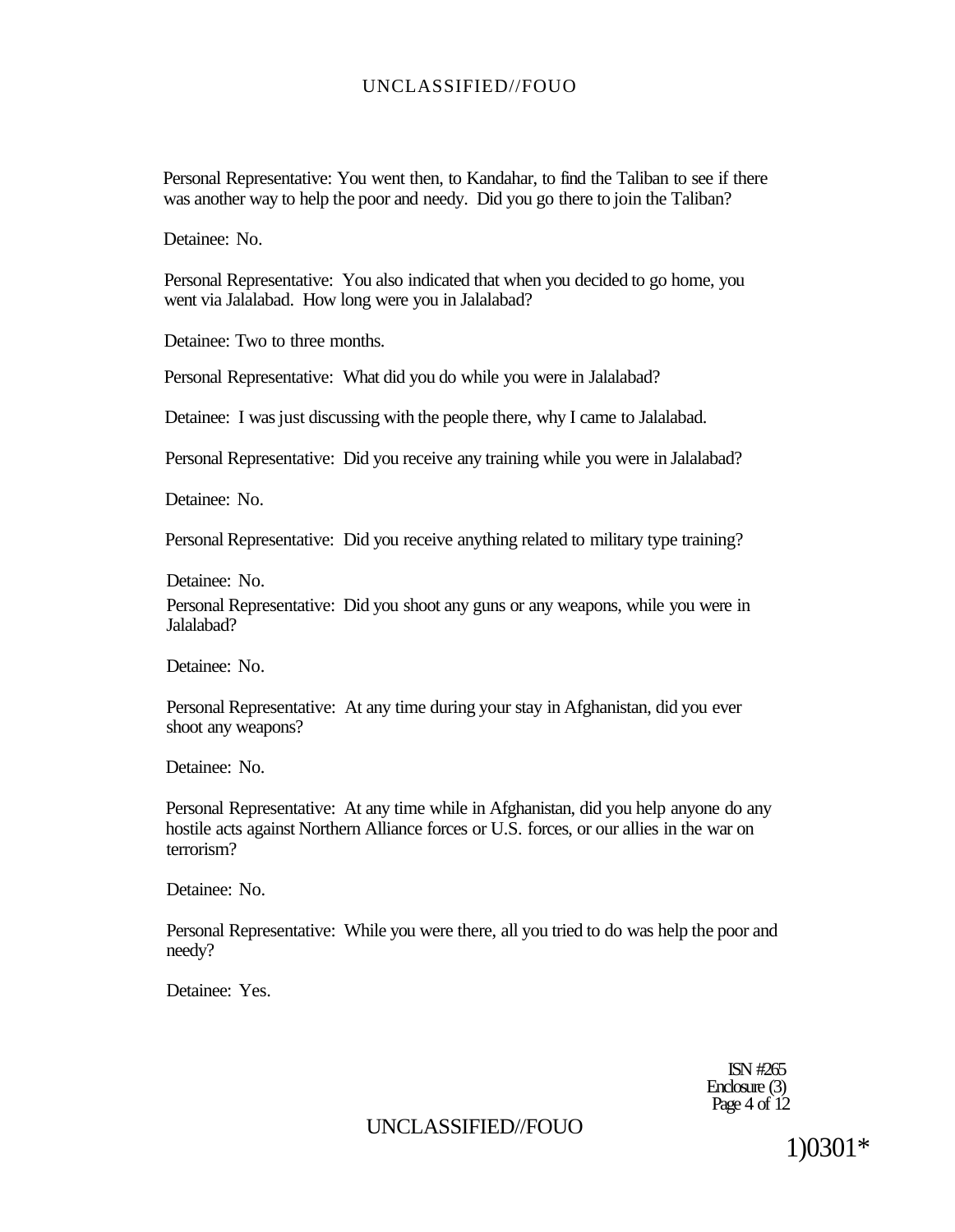Personal Representative: You went then, to Kandahar, to find the Taliban to see if there was another way to help the poor and needy. Did you go there to join the Taliban?

Detainee: No.

Personal Representative: You also indicated that when you decided to go home, you went via Jalalabad. How long were you in Jalalabad?

Detainee: Two to three months.

Personal Representative: What did you do while you were in Jalalabad?

Detainee: I was just discussing with the people there, why I came to Jalalabad.

Personal Representative: Did you receive any training while you were in Jalalabad?

Detainee: No.

Personal Representative: Did you receive anything related to military type training?

Detainee: No.

Personal Representative: Did you shoot any guns or any weapons, while you were in Jalalabad?

Detainee: No.

Personal Representative: At any time during your stay in Afghanistan, did you ever shoot any weapons?

Detainee: No.

Personal Representative: At any time while in Afghanistan, did you help anyone do any hostile acts against Northern Alliance forces or U.S. forces, or our allies in the war on terrorism?

Detainee: No.

Personal Representative: While you were there, all you tried to do was help the poor and needy?

Detainee: Yes.

ISN #265
Enclosure (3)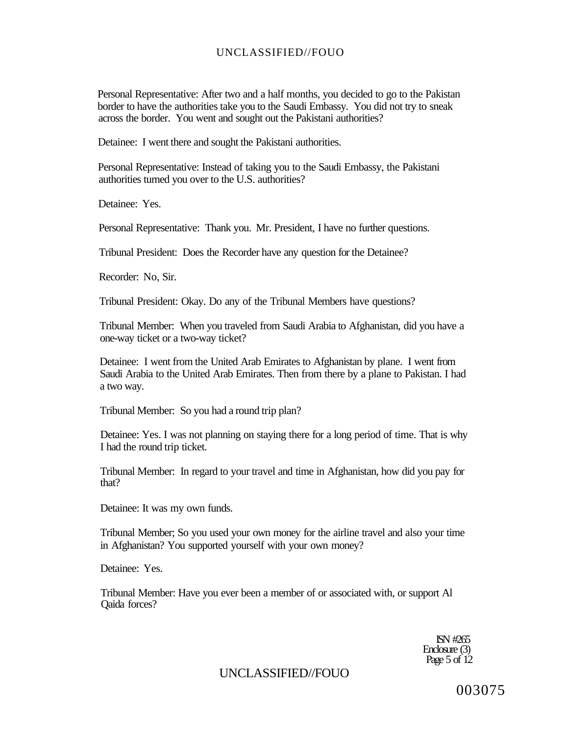Personal Representative: After two and a half months, you decided to go to the Pakistan border to have the authorities take you to the Saudi Embassy. You did not try to sneak across the border. You went and sought out the Pakistani authorities?

Detainee: I went there and sought the Pakistani authorities.

Personal Representative: Instead of taking you to the Saudi Embassy, the Pakistani authorities turned you over to the U.S. authorities?

Detainee: Yes.

Personal Representative: Thank you. Mr. President, I have no further questions.

Tribunal President: Does the Recorder have any question for the Detainee?

Recorder: No, Sir.

Tribunal President: Okay. Do any of the Tribunal Members have questions?

Tribunal Member: When you traveled from Saudi Arabia to Afghanistan, did you have a one-way ticket or a two-way ticket?

Detainee: I went from the United Arab Emirates to Afghanistan by plane. I went from Saudi Arabia to the United Arab Emirates. Then from there by a plane to Pakistan. I had a two way.

Tribunal Member: So you had a round trip plan?

Detainee: Yes. I was not planning on staying there for a long period of time. That is why I had the round trip ticket.

Tribunal Member: In regard to your travel and time in Afghanistan, how did you pay for that?

Detainee: It was my own funds.

Tribunal Member; So you used your own money for the airline travel and also your time in Afghanistan? You supported yourself with your own money?

Detainee: Yes.

Tribunal Member: Have you ever been a member of or associated with, or support Al Qaida forces?

ISN #265
Enclosure (3)

003075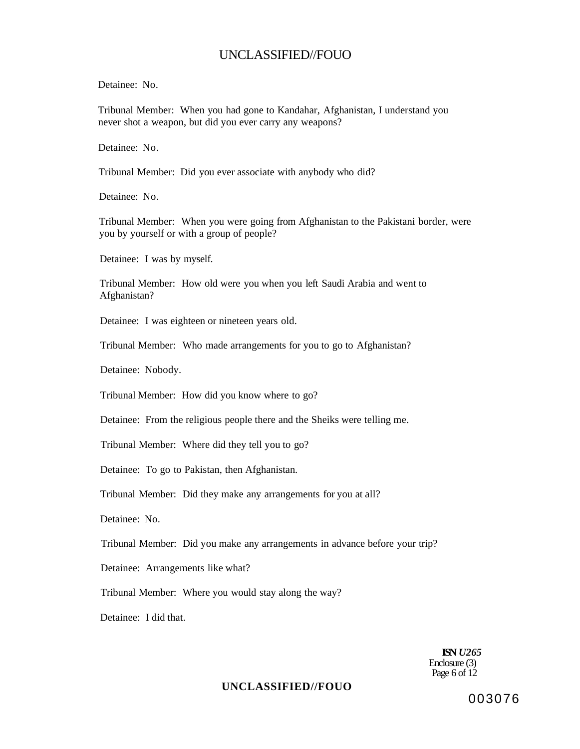Detainee: No.

Tribunal Member: When you had gone to Kandahar, Afghanistan, I understand you never shot a weapon, but did you ever carry any weapons?

Detainee: No.

Tribunal Member: Did you ever associate with anybody who did?

Detainee: No.

Tribunal Member: When you were going from Afghanistan to the Pakistani border, were you by yourself or with a group of people?

Detainee: I was by myself.

Tribunal Member: How old were you when you left Saudi Arabia and went to Afghanistan?

Detainee: I was eighteen or nineteen years old.

Tribunal Member: Who made arrangements for you to go to Afghanistan?

Detainee: Nobody.

Tribunal Member: How did you know where to go?

Detainee: From the religious people there and the Sheiks were telling me.

Tribunal Member: Where did they tell you to go?

Detainee: To go to Pakistan, then Afghanistan.

Tribunal Member: Did they make any arrangements for you at all?

Detainee: No.

Tribunal Member: Did you make any arrangements in advance before your trip?

Detainee: Arrangements like what?

Tribunal Member: Where you would stay along the way?

Detainee: I did that.

**ISN *U265***
Enclosure (3)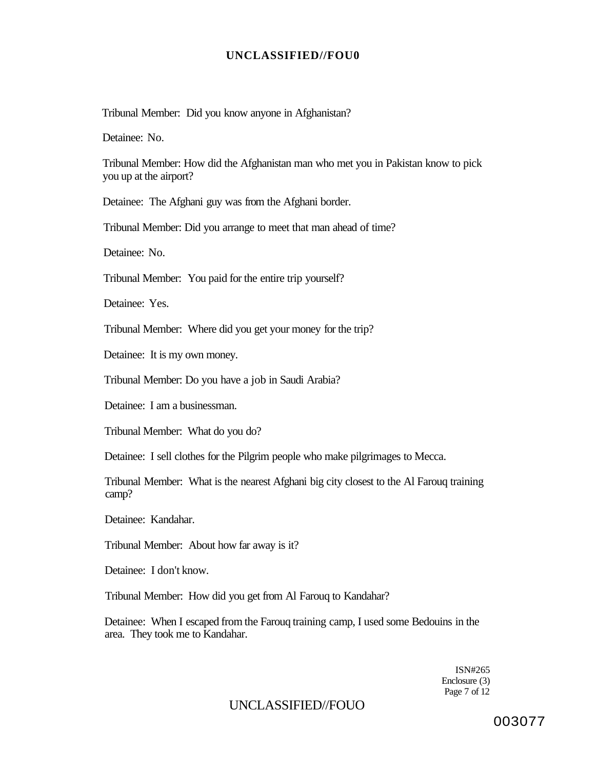Tribunal Member: Did you know anyone in Afghanistan?

Detainee: No.

Tribunal Member: How did the Afghanistan man who met you in Pakistan know to pick you up at the airport?

Detainee: The Afghani guy was from the Afghani border.

Tribunal Member: Did you arrange to meet that man ahead of time?

Detainee: No.

Tribunal Member: You paid for the entire trip yourself?

Detainee: Yes.

Tribunal Member: Where did you get your money for the trip?

Detainee: It is my own money.

Tribunal Member: Do you have a job in Saudi Arabia?

Detainee: I am a businessman.

Tribunal Member: What do you do?

Detainee: I sell clothes for the Pilgrim people who make pilgrimages to Mecca.

Tribunal Member: What is the nearest Afghani big city closest to the Al Farouq training camp?

Detainee: Kandahar.

Tribunal Member: About how far away is it?

Detainee: I don't know.

Tribunal Member: How did you get from Al Farouq to Kandahar?

Detainee: When I escaped from the Farouq training camp, I used some Bedouins in the area. They took me to Kandahar.

ISN#265
Enclosure (3)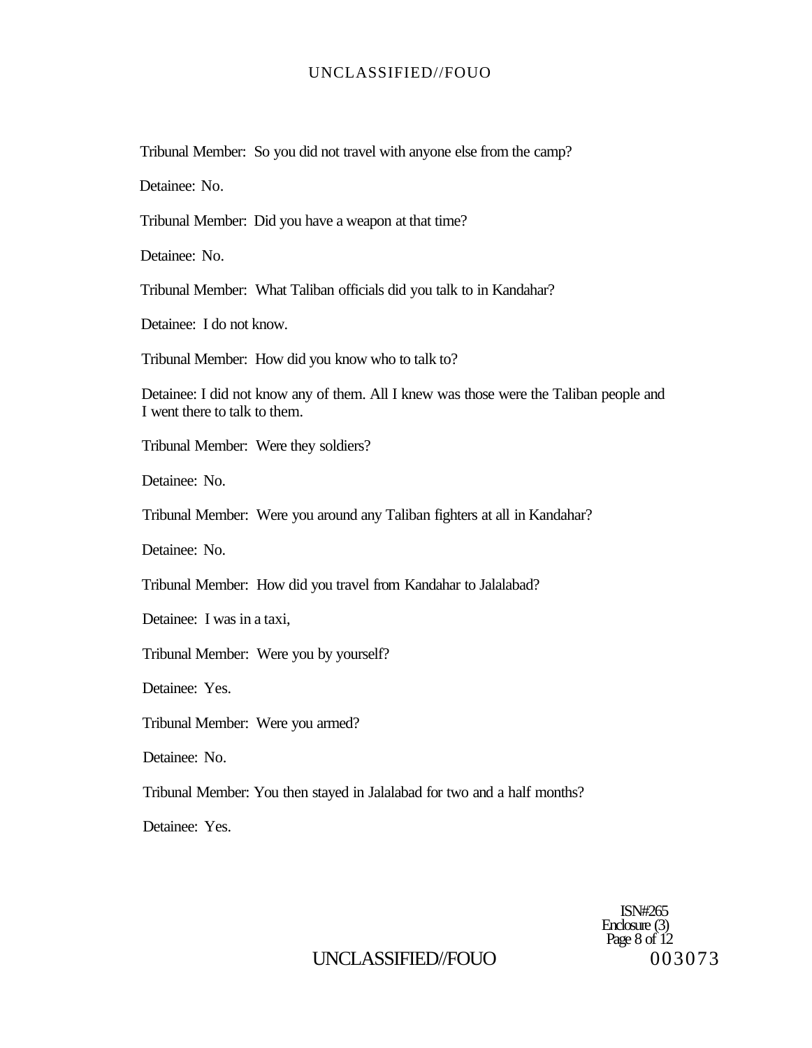Tribunal Member: So you did not travel with anyone else from the camp?

Detainee: No.

Tribunal Member: Did you have a weapon at that time?

Detainee: No.

Tribunal Member: What Taliban officials did you talk to in Kandahar?

Detainee: I do not know.

Tribunal Member: How did you know who to talk to?

Detainee: I did not know any of them. All I knew was those were the Taliban people and I went there to talk to them.

Tribunal Member: Were they soldiers?

Detainee: No.

Tribunal Member: Were you around any Taliban fighters at all in Kandahar?

Detainee: No.

Tribunal Member: How did you travel from Kandahar to Jalalabad?

Detainee: I was in a taxi,

Tribunal Member: Were you by yourself?

Detainee: Yes.

Tribunal Member: Were you armed?

Detainee: No.

Tribunal Member: You then stayed in Jalalabad for two and a half months?

Detainee: Yes.

ISN#265
Enclosure (3)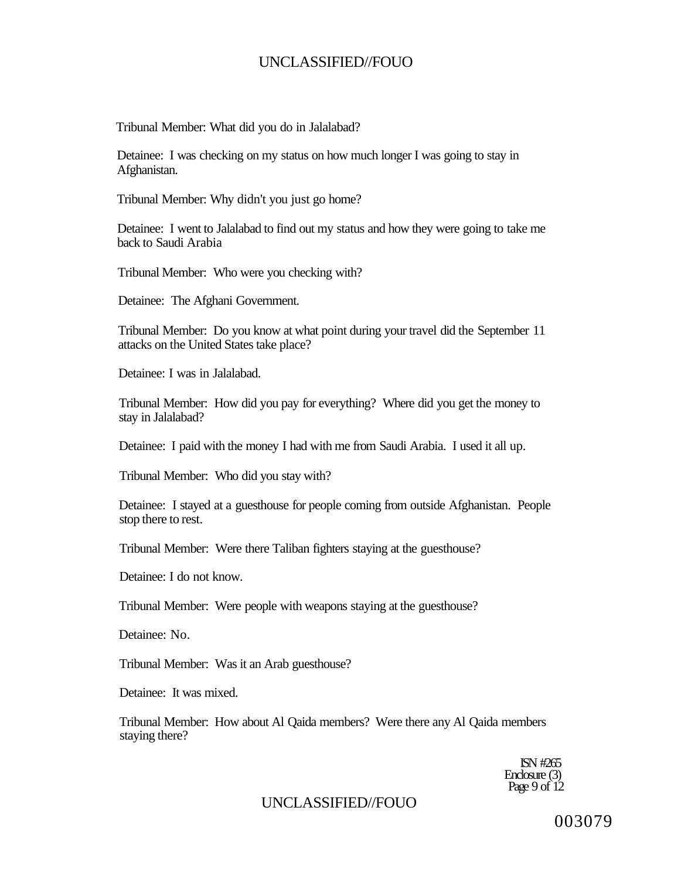Tribunal Member: What did you do in Jalalabad?

Detainee: I was checking on my status on how much longer I was going to stay in Afghanistan.

Tribunal Member: Why didn't you just go home?

Detainee: I went to Jalalabad to find out my status and how they were going to take me back to Saudi Arabia

Tribunal Member: Who were you checking with?

Detainee: The Afghani Government.

Tribunal Member: Do you know at what point during your travel did the September 11 attacks on the United States take place?

Detainee: I was in Jalalabad.

Tribunal Member: How did you pay for everything? Where did you get the money to stay in Jalalabad?

Detainee: I paid with the money I had with me from Saudi Arabia. I used it all up.

Tribunal Member: Who did you stay with?

Detainee: I stayed at a guesthouse for people coming from outside Afghanistan. People stop there to rest.

Tribunal Member: Were there Taliban fighters staying at the guesthouse?

Detainee: I do not know.

Tribunal Member: Were people with weapons staying at the guesthouse?

Detainee: No.

Tribunal Member: Was it an Arab guesthouse?

Detainee: It was mixed.

Tribunal Member: How about Al Qaida members? Were there any Al Qaida members staying there?

ISN #265
Enclosure (3)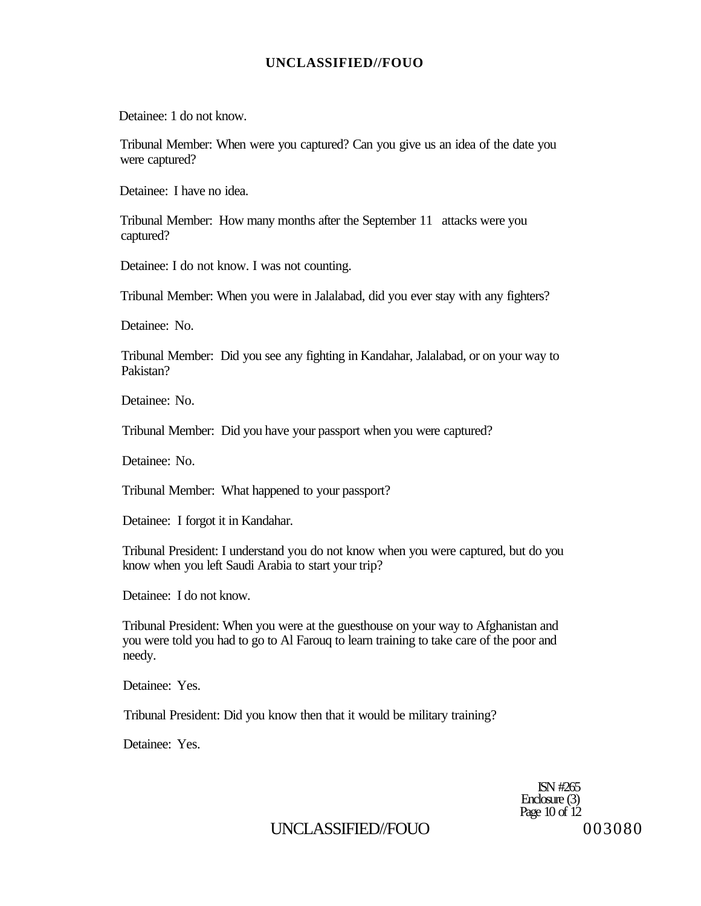Detainee: 1 do not know.

Tribunal Member: When were you captured? Can you give us an idea of the date you were captured?

Detainee: I have no idea.

Tribunal Member: How many months after the September 11 attacks were you captured?

Detainee: I do not know. I was not counting.

Tribunal Member: When you were in Jalalabad, did you ever stay with any fighters?

Detainee: No.

Tribunal Member: Did you see any fighting in Kandahar, Jalalabad, or on your way to Pakistan?

Detainee: No.

Tribunal Member: Did you have your passport when you were captured?

Detainee: No.

Tribunal Member: What happened to your passport?

Detainee: I forgot it in Kandahar.

Tribunal President: I understand you do not know when you were captured, but do you know when you left Saudi Arabia to start your trip?

Detainee: I do not know.

Tribunal President: When you were at the guesthouse on your way to Afghanistan and you were told you had to go to Al Farouq to learn training to take care of the poor and needy.

Detainee: Yes.

Tribunal President: Did you know then that it would be military training?

Detainee: Yes.

ISN #265
Enclosure (3)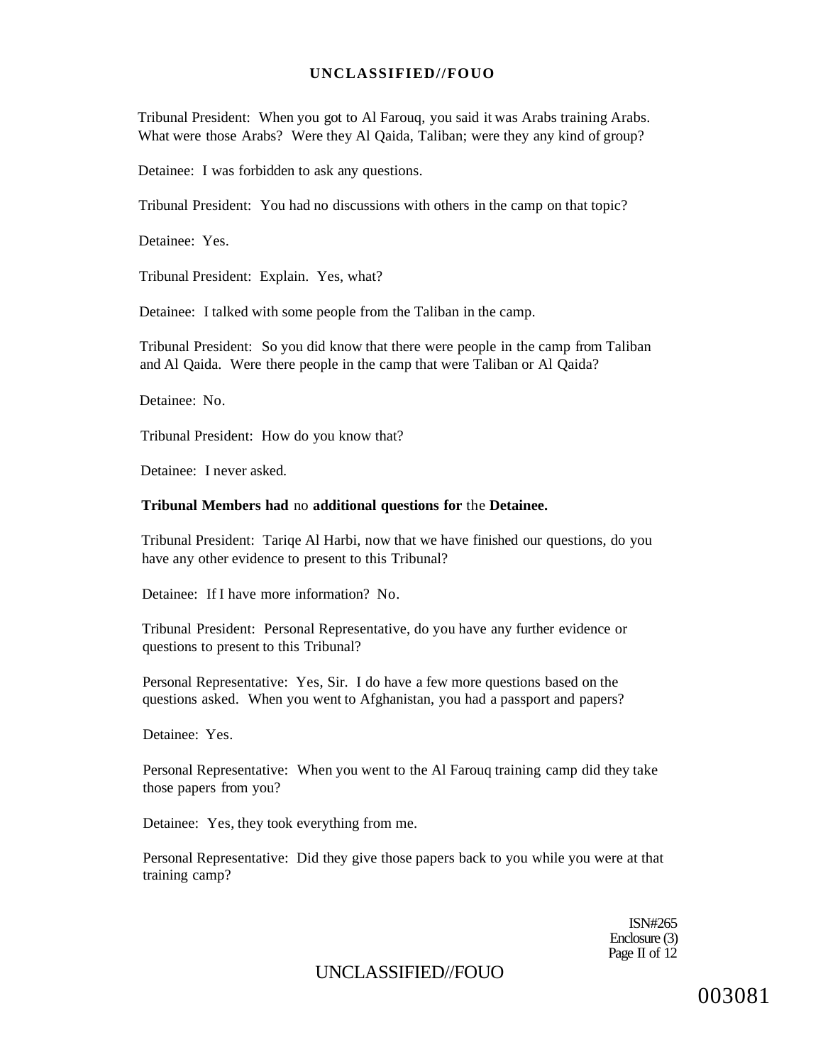Tribunal President: When you got to Al Farouq, you said it was Arabs training Arabs. What were those Arabs? Were they Al Qaida, Taliban; were they any kind of group?

Detainee: I was forbidden to ask any questions.

Tribunal President: You had no discussions with others in the camp on that topic?

Detainee: Yes.

Tribunal President: Explain. Yes, what?

Detainee: I talked with some people from the Taliban in the camp.

Tribunal President: So you did know that there were people in the camp from Taliban and Al Qaida. Were there people in the camp that were Taliban or Al Qaida?

Detainee: No.

Tribunal President: How do you know that?

Detainee: I never asked.

**Tribunal Members had** no **additional questions for** the **Detainee.**

Tribunal President: Tariqe Al Harbi, now that we have finished our questions, do you have any other evidence to present to this Tribunal?

Detainee: If I have more information? No.

Tribunal President: Personal Representative, do you have any further evidence or questions to present to this Tribunal?

Personal Representative: Yes, Sir. I do have a few more questions based on the questions asked. When you went to Afghanistan, you had a passport and papers?

Detainee: Yes.

Personal Representative: When you went to the Al Farouq training camp did they take those papers from you?

Detainee: Yes, they took everything from me.

Personal Representative: Did they give those papers back to you while you were at that training camp?

ISN#265
Enclosure (3)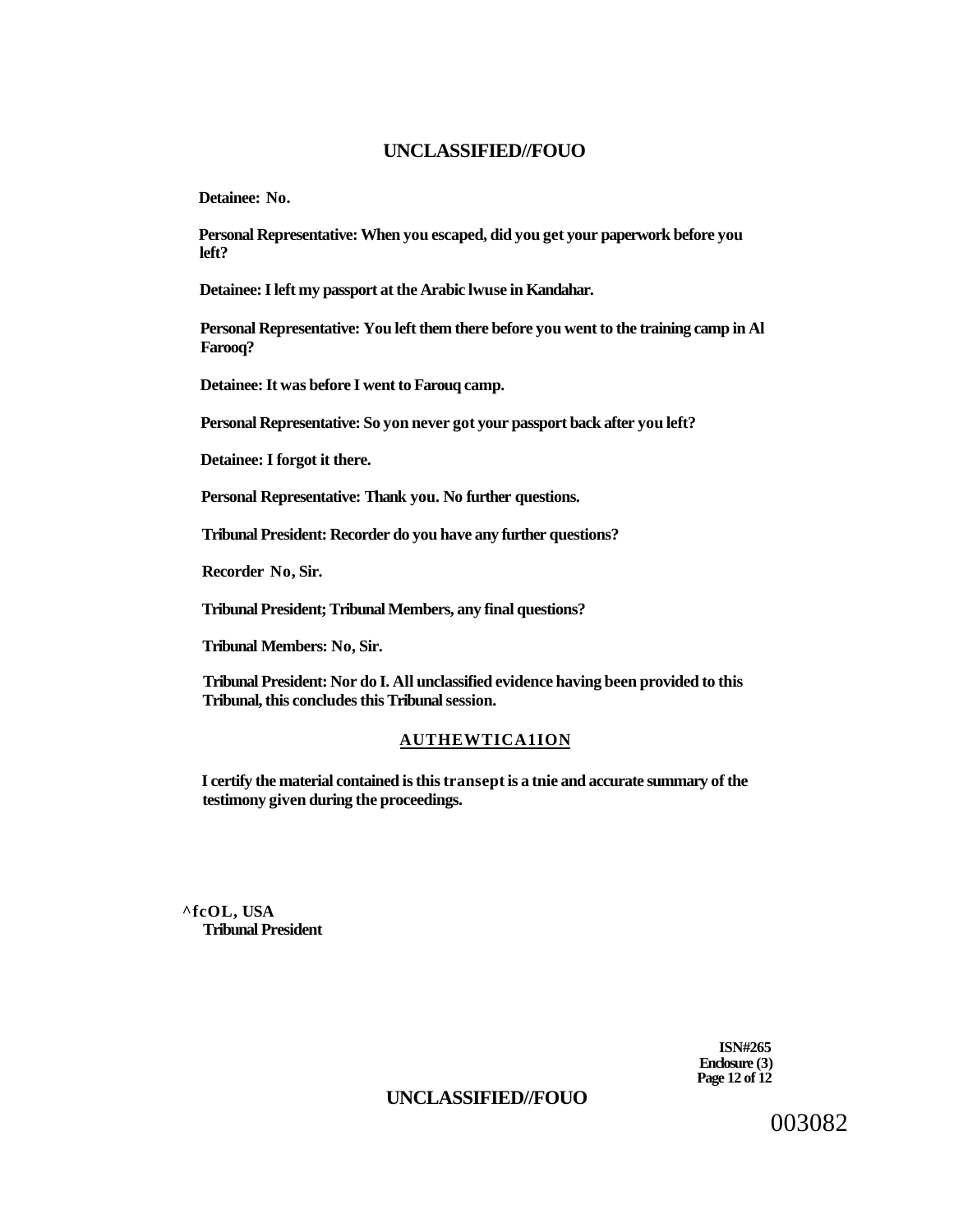**Detainee: No.**

**Personal Representative: When you escaped, did you get your paperwork before you left?**

**Detainee: I left my passport at the Arabic lwuse in Kandahar.**

**Personal Representative: You left them there before you went to the training camp in Al Farooq?**

**Detainee: It was before I went to Farouq camp.**

**Personal Representative: So yon never got your passport back after you left?**

**Detainee: I forgot it there.**

**Personal Representative: Thank you. No further questions.**

**Tribunal President: Recorder do you have any further questions?**

**Recorder No, Sir.**

**Tribunal President; Tribunal Members, any final questions?**

**Tribunal Members: No, Sir.**

**Tribunal President: Nor do I. All unclassified evidence having been provided to this Tribunal, this concludes this Tribunal session.**

## AUTHEWTICA1ION

**I certify the material contained is this transept is a tnie and accurate summary of the testimony given during the proceedings.**

**^fcOL, USA**
**Tribunal President**

**ISN#265**
**Enclosure (3)**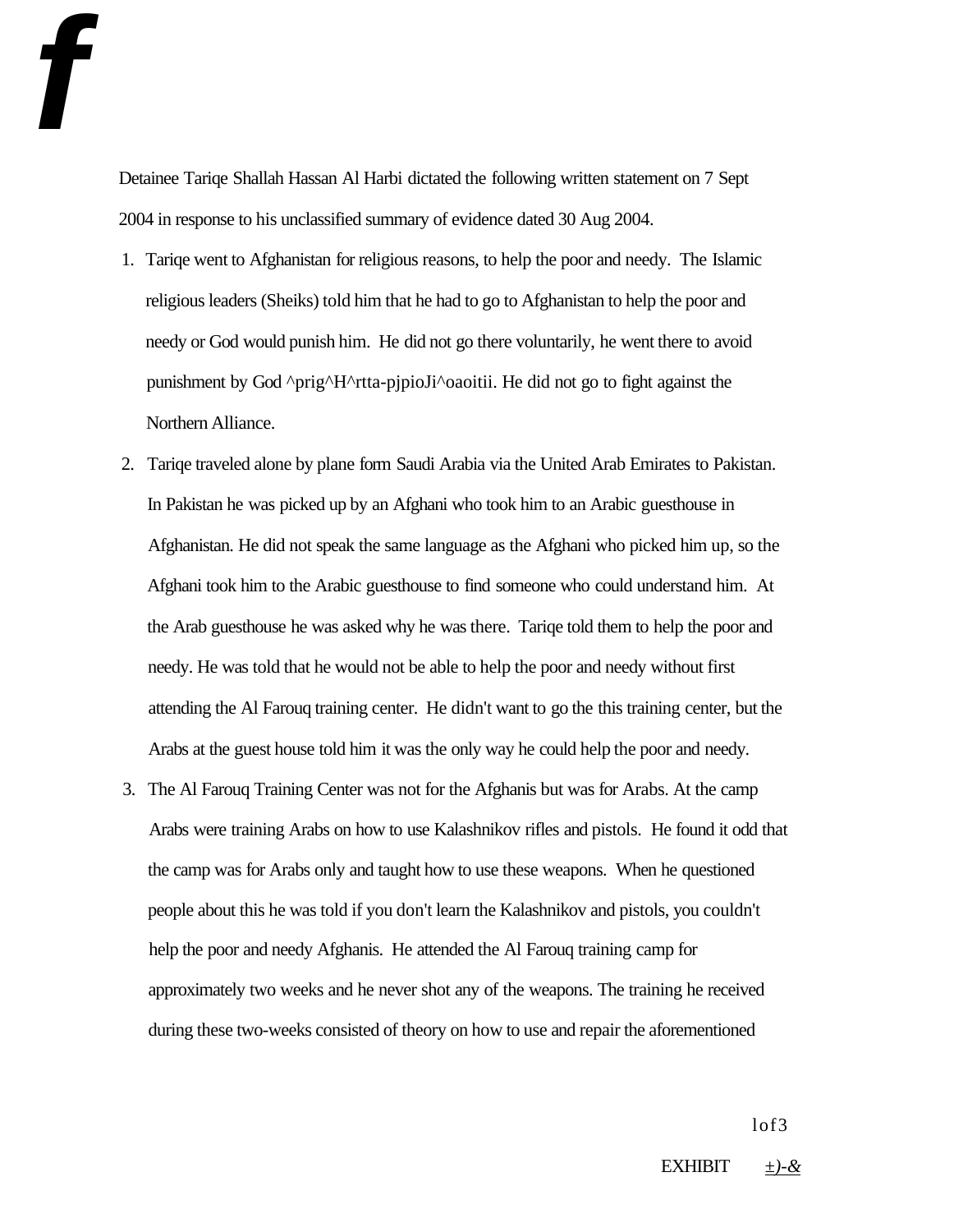Detainee Tariqe Shallah Hassan Al Harbi dictated the following written statement on 7 Sept 2004 in response to his unclassified summary of evidence dated 30 Aug 2004.

1. Tariqe went to Afghanistan for religious reasons, to help the poor and needy. The Islamic religious leaders (Sheiks) told him that he had to go to Afghanistan to help the poor and needy or God would punish him. He did not go there voluntarily, he went there to avoid punishment by God ^prig^H^rtta-pjpioJi^oaoitii. He did not go to fight against the Northern Alliance.
2. Tariqe traveled alone by plane form Saudi Arabia via the United Arab Emirates to Pakistan. In Pakistan he was picked up by an Afghani who took him to an Arabic guesthouse in Afghanistan. He did not speak the same language as the Afghani who picked him up, so the Afghani took him to the Arabic guesthouse to find someone who could understand him. At the Arab guesthouse he was asked why he was there. Tariqe told them to help the poor and needy. He was told that he would not be able to help the poor and needy without first attending the Al Farouq training center. He didn't want to go the this training center, but the Arabs at the guest house told him it was the only way he could help the poor and needy.
3. The Al Farouq Training Center was not for the Afghanis but was for Arabs. At the camp Arabs were training Arabs on how to use Kalashnikov rifles and pistols. He found it odd that the camp was for Arabs only and taught how to use these weapons. When he questioned people about this he was told if you don't learn the Kalashnikov and pistols, you couldn't help the poor and needy Afghanis. He attended the Al Farouq training camp for approximately two weeks and he never shot any of the weapons. The training he received during these two-weeks consisted of theory on how to use and repair the aforementioned

EXHIBIT ±)-&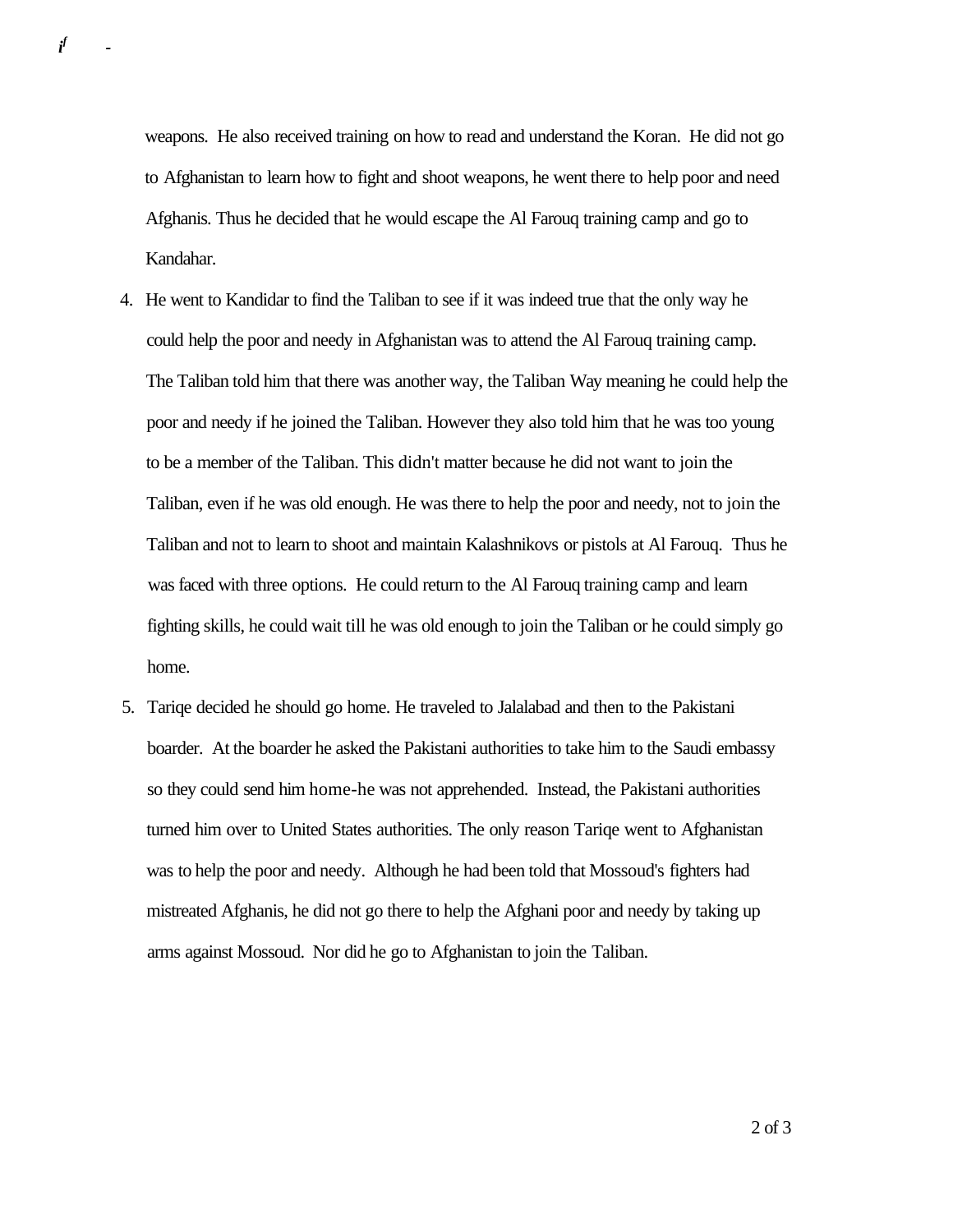weapons. He also received training on how to read and understand the Koran. He did not go to Afghanistan to learn how to fight and shoot weapons, he went there to help poor and need Afghanis. Thus he decided that he would escape the Al Farouq training camp and go to Kandahar.

4. He went to Kandidar to find the Taliban to see if it was indeed true that the only way he could help the poor and needy in Afghanistan was to attend the Al Farouq training camp. The Taliban told him that there was another way, the Taliban Way meaning he could help the poor and needy if he joined the Taliban. However they also told him that he was too young to be a member of the Taliban. This didn't matter because he did not want to join the Taliban, even if he was old enough. He was there to help the poor and needy, not to join the Taliban and not to learn to shoot and maintain Kalashnikovs or pistols at Al Farouq. Thus he was faced with three options. He could return to the Al Farouq training camp and learn fighting skills, he could wait till he was old enough to join the Taliban or he could simply go home.

5. Tariqe decided he should go home. He traveled to Jalalabad and then to the Pakistani boarder. At the boarder he asked the Pakistani authorities to take him to the Saudi embassy so they could send him home-he was not apprehended. Instead, the Pakistani authorities turned him over to United States authorities. The only reason Tariqe went to Afghanistan was to help the poor and needy. Although he had been told that Mossoud's fighters had mistreated Afghanis, he did not go there to help the Afghani poor and needy by taking up arms against Mossoud. Nor did he go to Afghanistan to join the Taliban.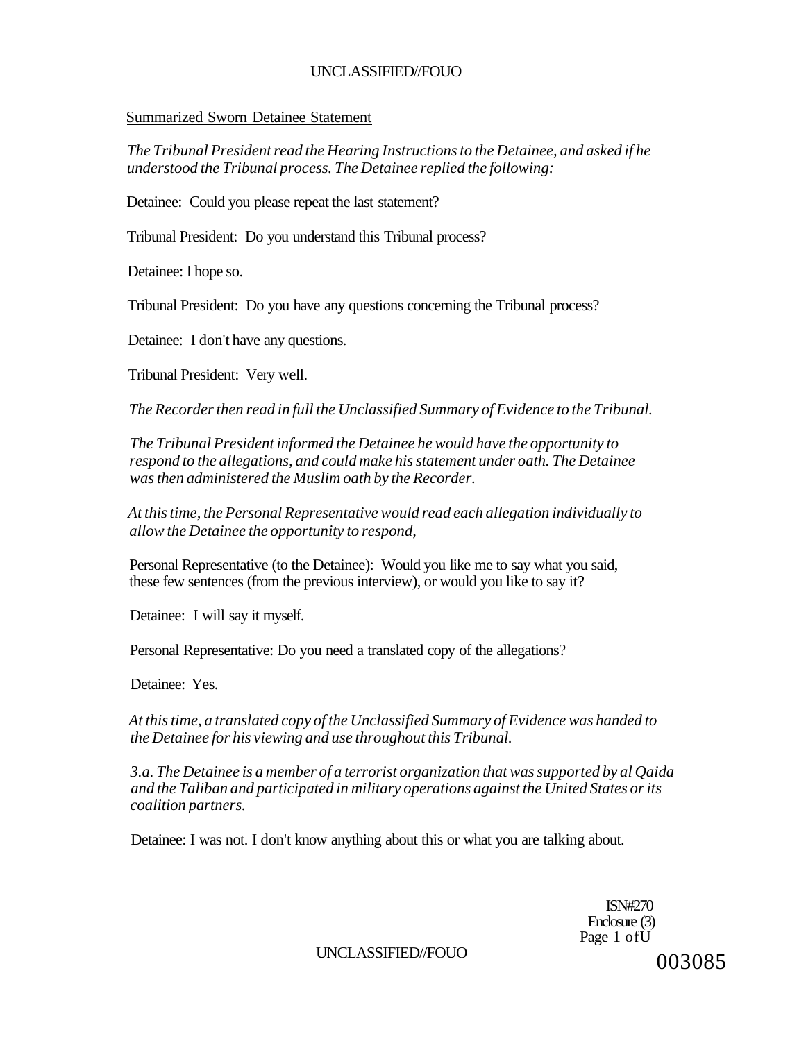Summarized Sworn Detainee Statement

*The Tribunal President read the Hearing Instructions to the Detainee, and asked if he understood the Tribunal process. The Detainee replied the following:*

Detainee: Could you please repeat the last statement?

Tribunal President: Do you understand this Tribunal process?

Detainee: I hope so.

Tribunal President: Do you have any questions concerning the Tribunal process?

Detainee: I don't have any questions.

Tribunal President: Very well.

*The Recorder then read in full the Unclassified Summary of Evidence to the Tribunal.*

*The Tribunal President informed the Detainee he would have the opportunity to respond to the allegations, and could make his statement under oath. The Detainee was then administered the Muslim oath by the Recorder.*

*At this time, the Personal Representative would read each allegation individually to allow the Detainee the opportunity to respond,*

Personal Representative (to the Detainee): Would you like me to say what you said, these few sentences (from the previous interview), or would you like to say it?

Detainee: I will say it myself.

Personal Representative: Do you need a translated copy of the allegations?

Detainee: Yes.

*At this time, a translated copy of the Unclassified Summary of Evidence was handed to the Detainee for his viewing and use throughout this Tribunal.*

*3.a. The Detainee is a member of a terrorist organization that was supported by al Qaida and the Taliban and participated in military operations against the United States or its coalition partners.*

Detainee: I was not. I don't know anything about this or what you are talking about.

ISN#270
Enclosure (3)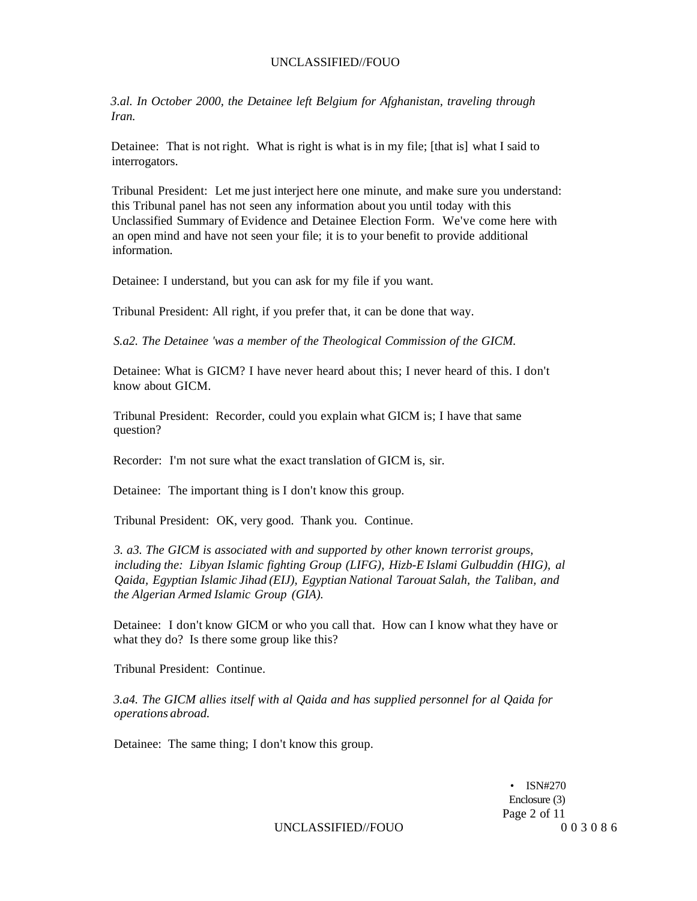*3.al. In October 2000, the Detainee left Belgium for Afghanistan, traveling through Iran.*

Detainee: That is not right. What is right is what is in my file; [that is] what I said to interrogators.

Tribunal President: Let me just interject here one minute, and make sure you understand: this Tribunal panel has not seen any information about you until today with this Unclassified Summary of Evidence and Detainee Election Form. We've come here with an open mind and have not seen your file; it is to your benefit to provide additional information.

Detainee: I understand, but you can ask for my file if you want.

Tribunal President: All right, if you prefer that, it can be done that way.

*S.a2. The Detainee 'was a member of the Theological Commission of the GICM.*

Detainee: What is GICM? I have never heard about this; I never heard of this. I don't know about GICM.

Tribunal President: Recorder, could you explain what GICM is; I have that same question?

Recorder: I'm not sure what the exact translation of GICM is, sir.

Detainee: The important thing is I don't know this group.

Tribunal President: OK, very good. Thank you. Continue.

*3. a3. The GICM is associated with and supported by other known terrorist groups, including the: Libyan Islamic fighting Group (LIFG), Hizb-E Islami Gulbuddin (HIG), al Qaida, Egyptian Islamic Jihad (EIJ), Egyptian National Tarouat Salah, the Taliban, and the Algerian Armed Islamic Group (GIA).*

Detainee: I don't know GICM or who you call that. How can I know what they have or what they do? Is there some group like this?

Tribunal President: Continue.

*3.a4. The GICM allies itself with al Qaida and has supplied personnel for al Qaida for operations abroad.*

Detainee: The same thing; I don't know this group.

• ISN#270
Enclosure (3)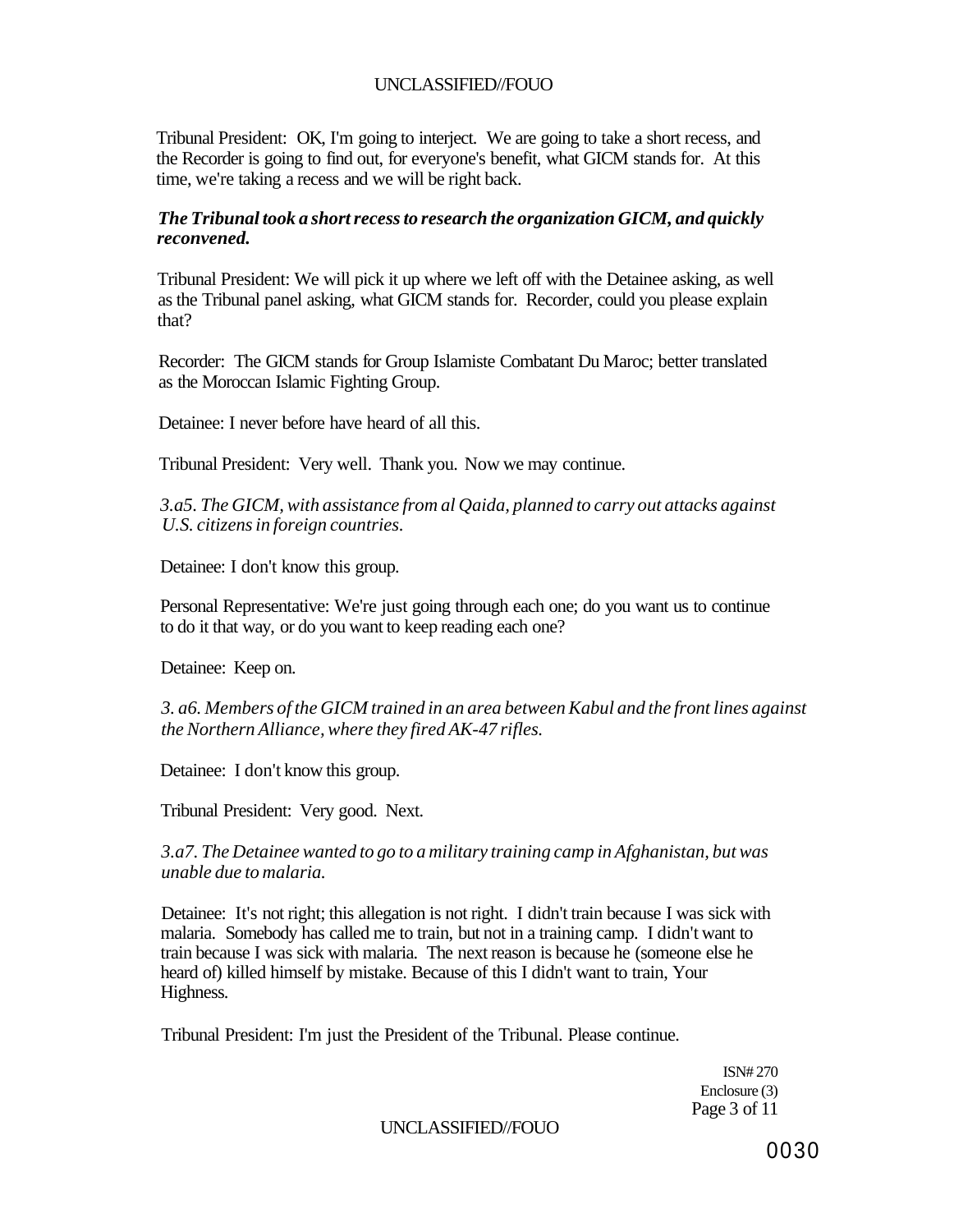Tribunal President: OK, I'm going to interject. We are going to take a short recess, and the Recorder is going to find out, for everyone's benefit, what GICM stands for. At this time, we're taking a recess and we will be right back.

***The Tribunal took a short recess to research the organization GICM, and quickly reconvened.***

Tribunal President: We will pick it up where we left off with the Detainee asking, as well as the Tribunal panel asking, what GICM stands for. Recorder, could you please explain that?

Recorder: The GICM stands for Group Islamiste Combatant Du Maroc; better translated as the Moroccan Islamic Fighting Group.

Detainee: I never before have heard of all this.

Tribunal President: Very well. Thank you. Now we may continue.

*3.a5. The GICM, with assistance from al Qaida, planned to carry out attacks against U.S. citizens in foreign countries.*

Detainee: I don't know this group.

Personal Representative: We're just going through each one; do you want us to continue to do it that way, or do you want to keep reading each one?

Detainee: Keep on.

*3. a6. Members of the GICM trained in an area between Kabul and the front lines against the Northern Alliance, where they fired AK-47 rifles.*

Detainee: I don't know this group.

Tribunal President: Very good. Next.

*3.a7. The Detainee wanted to go to a military training camp in Afghanistan, but was unable due to malaria.*

Detainee: It's not right; this allegation is not right. I didn't train because I was sick with malaria. Somebody has called me to train, but not in a training camp. I didn't want to train because I was sick with malaria. The next reason is because he (someone else he heard of) killed himself by mistake. Because of this I didn't want to train, Your Highness.

Tribunal President: I'm just the President of the Tribunal. Please continue.

ISN# 270
Enclosure (3)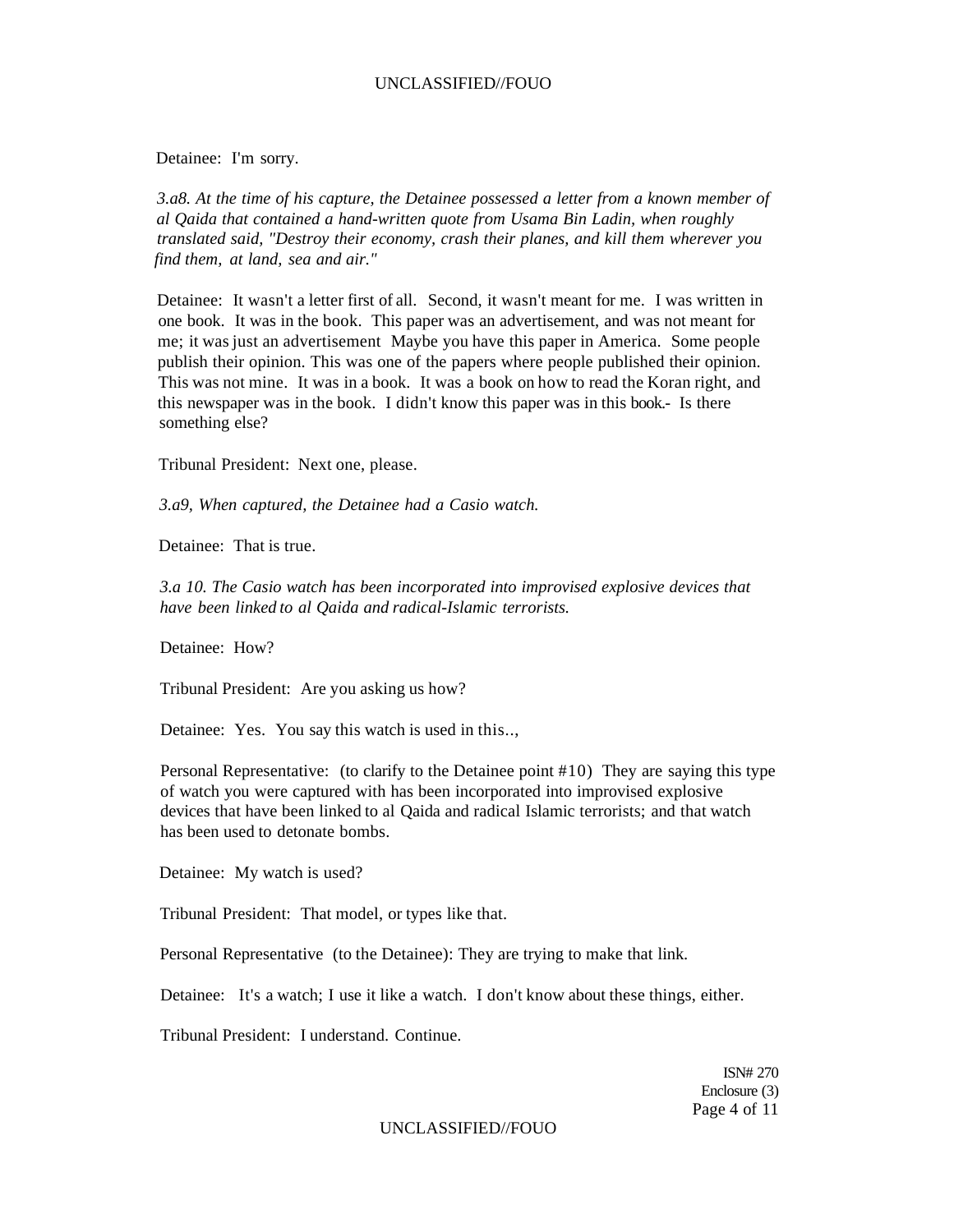Detainee: I'm sorry.

*3.a8. At the time of his capture, the Detainee possessed a letter from a known member of al Qaida that contained a hand-written quote from Usama Bin Ladin, when roughly translated said, "Destroy their economy, crash their planes, and kill them wherever you find them, at land, sea and air."*

Detainee: It wasn't a letter first of all. Second, it wasn't meant for me. I was written in one book. It was in the book. This paper was an advertisement, and was not meant for me; it was just an advertisement Maybe you have this paper in America. Some people publish their opinion. This was one of the papers where people published their opinion. This was not mine. It was in a book. It was a book on how to read the Koran right, and this newspaper was in the book. I didn't know this paper was in this book.- Is there something else?

Tribunal President: Next one, please.

*3.a9, When captured, the Detainee had a Casio watch.*

Detainee: That is true.

*3.a 10. The Casio watch has been incorporated into improvised explosive devices that have been linked to al Qaida and radical-Islamic terrorists.*

Detainee: How?

Tribunal President: Are you asking us how?

Detainee: Yes. You say this watch is used in this..,

Personal Representative: (to clarify to the Detainee point #10) They are saying this type of watch you were captured with has been incorporated into improvised explosive devices that have been linked to al Qaida and radical Islamic terrorists; and that watch has been used to detonate bombs.

Detainee: My watch is used?

Tribunal President: That model, or types like that.

Personal Representative (to the Detainee): They are trying to make that link.

Detainee: It's a watch; I use it like a watch. I don't know about these things, either.

Tribunal President: I understand. Continue.

ISN# 270
Enclosure (3)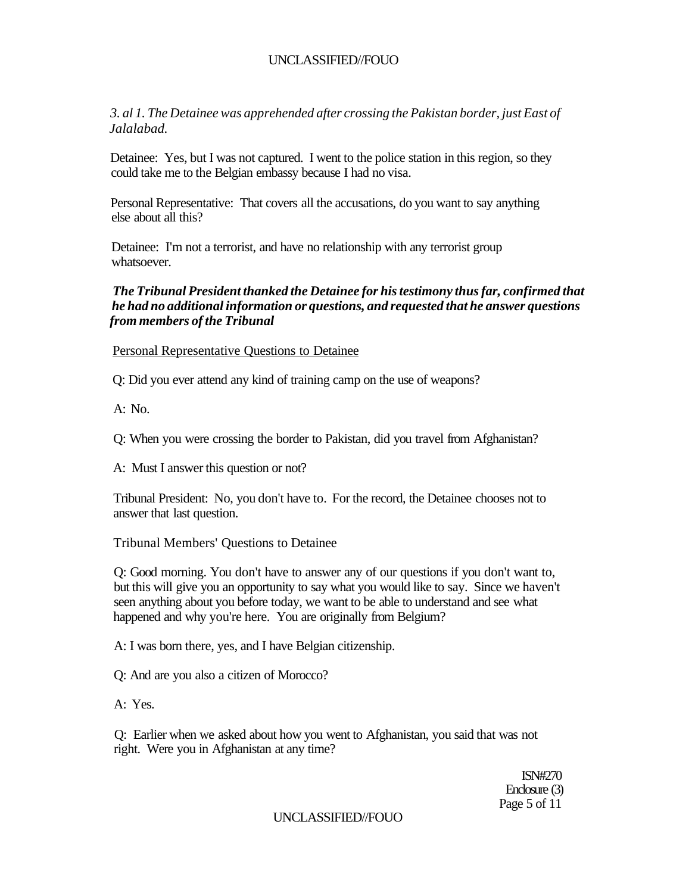*3. al 1. The Detainee was apprehended after crossing the Pakistan border, just East of Jalalabad.*

Detainee: Yes, but I was not captured. I went to the police station in this region, so they could take me to the Belgian embassy because I had no visa.

Personal Representative: That covers all the accusations, do you want to say anything else about all this?

Detainee: I'm not a terrorist, and have no relationship with any terrorist group whatsoever.

***The Tribunal President thanked the Detainee for his testimony thus far, confirmed that he had no additional information or questions, and requested that he answer questions from members of the Tribunal***

Personal Representative Questions to Detainee

Q: Did you ever attend any kind of training camp on the use of weapons?

A: No.

Q: When you were crossing the border to Pakistan, did you travel from Afghanistan?

A: Must I answer this question or not?

Tribunal President: No, you don't have to. For the record, the Detainee chooses not to answer that last question.

Tribunal Members' Questions to Detainee

Q: Good morning. You don't have to answer any of our questions if you don't want to, but this will give you an opportunity to say what you would like to say. Since we haven't seen anything about you before today, we want to be able to understand and see what happened and why you're here. You are originally from Belgium?

A: I was born there, yes, and I have Belgian citizenship.

Q: And are you also a citizen of Morocco?

A: Yes.

Q: Earlier when we asked about how you went to Afghanistan, you said that was not right. Were you in Afghanistan at any time?

ISN#270
Enclosure (3)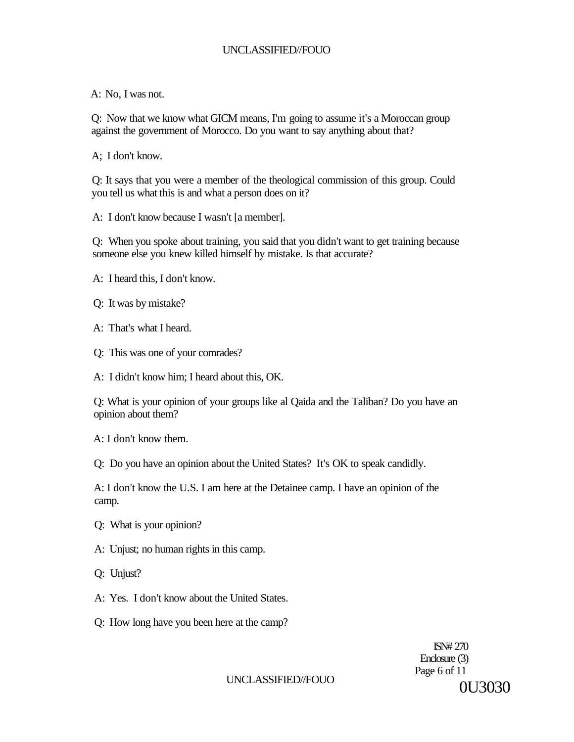A: No, I was not.

Q: Now that we know what GICM means, I'm going to assume it's a Moroccan group against the government of Morocco. Do you want to say anything about that?

A; I don't know.

Q: It says that you were a member of the theological commission of this group. Could you tell us what this is and what a person does on it?

A: I don't know because I wasn't [a member].

Q: When you spoke about training, you said that you didn't want to get training because someone else you knew killed himself by mistake. Is that accurate?

A: I heard this, I don't know.

Q: It was by mistake?

A: That's what I heard.

Q: This was one of your comrades?

A: I didn't know him; I heard about this, OK.

Q: What is your opinion of your groups like al Qaida and the Taliban? Do you have an opinion about them?

A: I don't know them.

Q: Do you have an opinion about the United States? It's OK to speak candidly.

A: I don't know the U.S. I am here at the Detainee camp. I have an opinion of the camp.

Q: What is your opinion?

A: Unjust; no human rights in this camp.

Q: Unjust?

A: Yes. I don't know about the United States.

Q: How long have you been here at the camp?

ISN# 270
Enclosure (3)

0U3030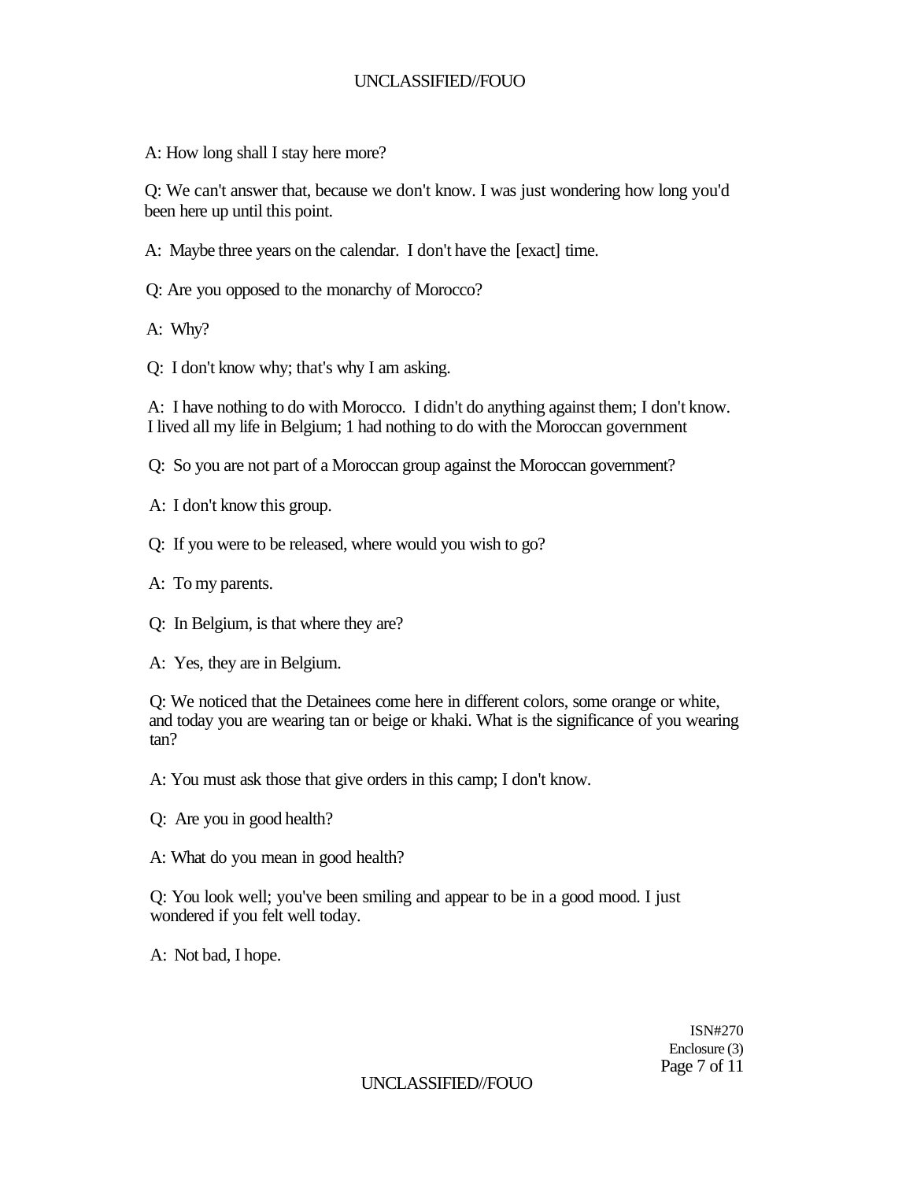A: How long shall I stay here more?

Q: We can't answer that, because we don't know. I was just wondering how long you'd been here up until this point.

A: Maybe three years on the calendar. I don't have the [exact] time.

Q: Are you opposed to the monarchy of Morocco?

A: Why?

Q: I don't know why; that's why I am asking.

A: I have nothing to do with Morocco. I didn't do anything against them; I don't know. I lived all my life in Belgium; 1 had nothing to do with the Moroccan government

Q: So you are not part of a Moroccan group against the Moroccan government?

A: I don't know this group.

Q: If you were to be released, where would you wish to go?

A: To my parents.

Q: In Belgium, is that where they are?

A: Yes, they are in Belgium.

Q: We noticed that the Detainees come here in different colors, some orange or white, and today you are wearing tan or beige or khaki. What is the significance of you wearing tan?

A: You must ask those that give orders in this camp; I don't know.

Q: Are you in good health?

A: What do you mean in good health?

Q: You look well; you've been smiling and appear to be in a good mood. I just wondered if you felt well today.

A: Not bad, I hope.

ISN#270
Enclosure (3)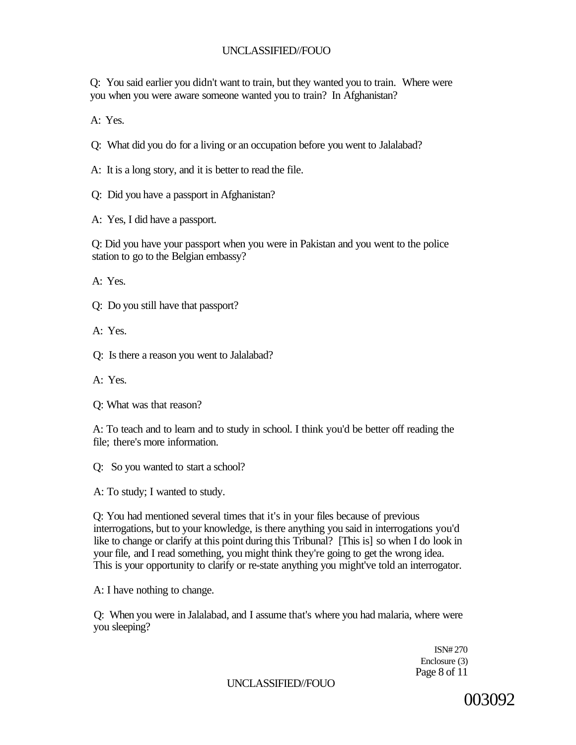Q: You said earlier you didn't want to train, but they wanted you to train. Where were you when you were aware someone wanted you to train? In Afghanistan?

A: Yes.

Q: What did you do for a living or an occupation before you went to Jalalabad?

A: It is a long story, and it is better to read the file.

Q: Did you have a passport in Afghanistan?

A: Yes, I did have a passport.

Q: Did you have your passport when you were in Pakistan and you went to the police station to go to the Belgian embassy?

A: Yes.

Q: Do you still have that passport?

A: Yes.

Q: Is there a reason you went to Jalalabad?

A: Yes.

Q: What was that reason?

A: To teach and to learn and to study in school. I think you'd be better off reading the file; there's more information.

Q: So you wanted to start a school?

A: To study; I wanted to study.

Q: You had mentioned several times that it's in your files because of previous interrogations, but to your knowledge, is there anything you said in interrogations you'd like to change or clarify at this point during this Tribunal? [This is] so when I do look in your file, and I read something, you might think they're going to get the wrong idea. This is your opportunity to clarify or re-state anything you might've told an interrogator.

A: I have nothing to change.

Q: When you were in Jalalabad, and I assume that's where you had malaria, where were you sleeping?

ISN# 270
Enclosure (3)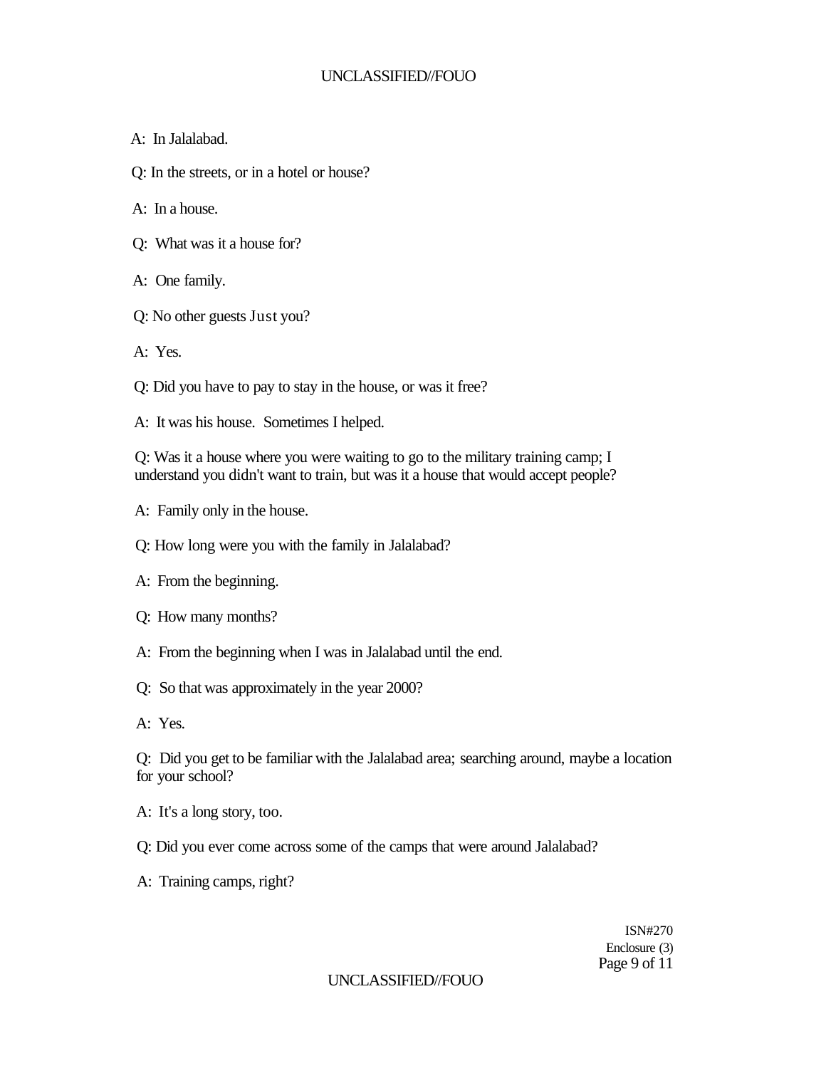A: In Jalalabad.

Q: In the streets, or in a hotel or house?

A: In a house.

Q: What was it a house for?

A: One family.

Q: No other guests Just you?

A: Yes.

Q: Did you have to pay to stay in the house, or was it free?

A: It was his house. Sometimes I helped.

Q: Was it a house where you were waiting to go to the military training camp; I understand you didn't want to train, but was it a house that would accept people?

A: Family only in the house.

Q: How long were you with the family in Jalalabad?

A: From the beginning.

Q: How many months?

A: From the beginning when I was in Jalalabad until the end.

Q: So that was approximately in the year 2000?

A: Yes.

Q: Did you get to be familiar with the Jalalabad area; searching around, maybe a location for your school?

A: It's a long story, too.

Q: Did you ever come across some of the camps that were around Jalalabad?

A: Training camps, right?

ISN#270
Enclosure (3)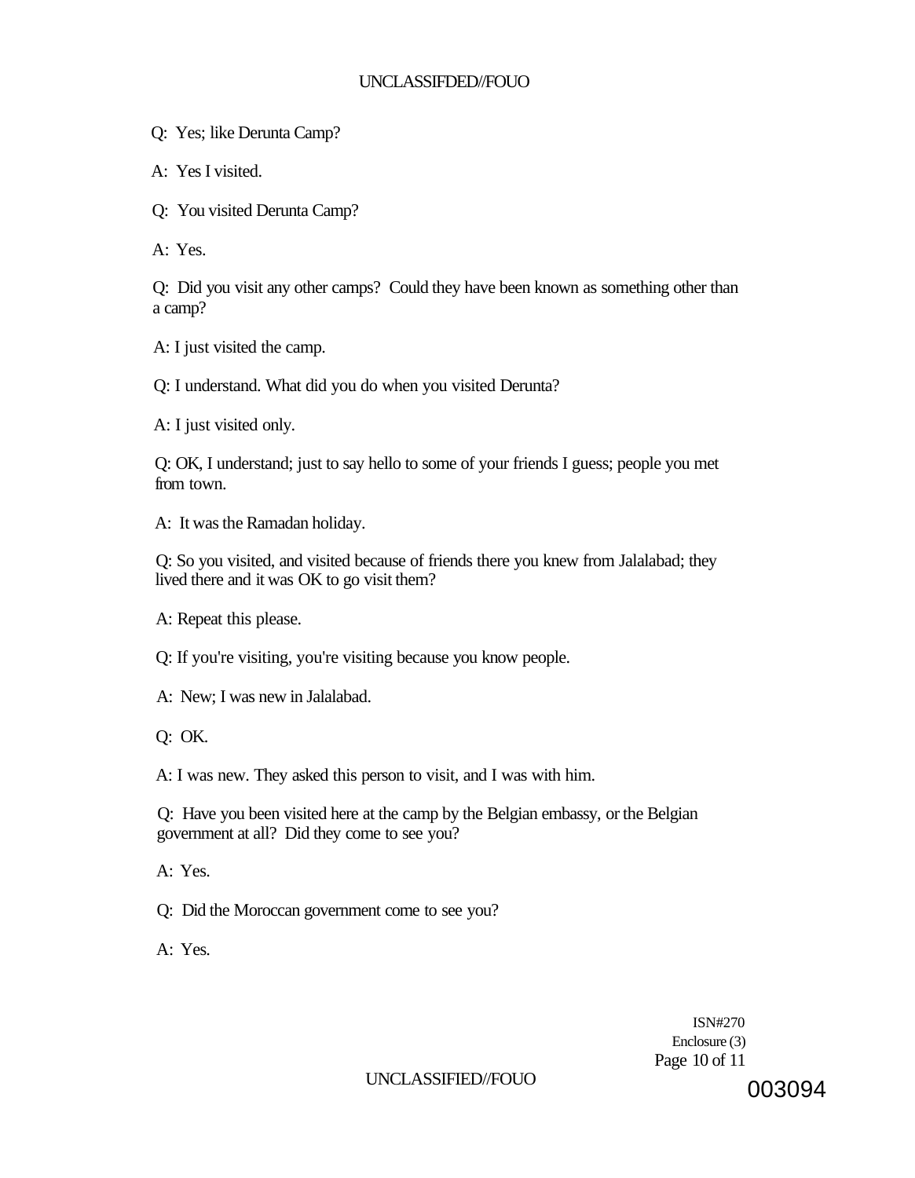Q: Yes; like Derunta Camp?

A: Yes I visited.

Q: You visited Derunta Camp?

A: Yes.

Q: Did you visit any other camps? Could they have been known as something other than a camp?

A: I just visited the camp.

Q: I understand. What did you do when you visited Derunta?

A: I just visited only.

Q: OK, I understand; just to say hello to some of your friends I guess; people you met from town.

A: It was the Ramadan holiday.

Q: So you visited, and visited because of friends there you knew from Jalalabad; they lived there and it was OK to go visit them?

A: Repeat this please.

Q: If you're visiting, you're visiting because you know people.

A: New; I was new in Jalalabad.

Q: OK.

A: I was new. They asked this person to visit, and I was with him.

Q: Have you been visited here at the camp by the Belgian embassy, or the Belgian government at all? Did they come to see you?

A: Yes.

Q: Did the Moroccan government come to see you?

A: Yes.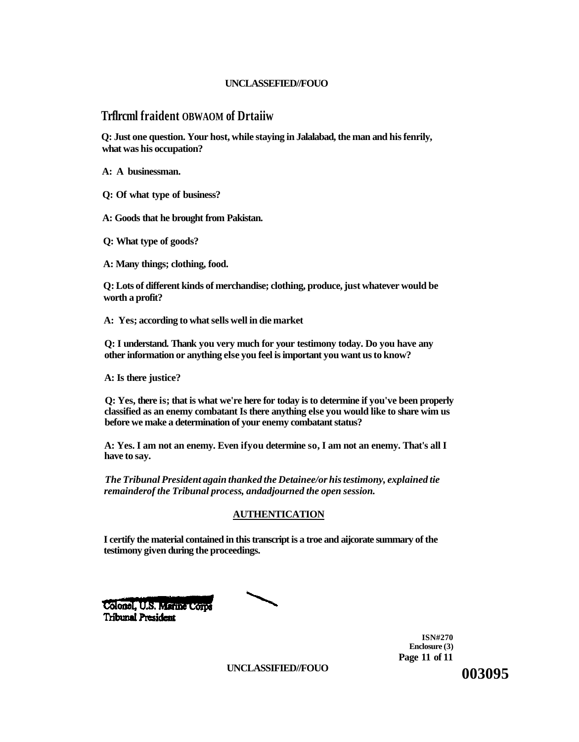## Trflrcml fraident OBWAOM of Drtaiiw

**Q: Just one question. Your host, while staying in Jalalabad, the man and his fenrily, what was his occupation?**

**A: A businessman.**

**Q: Of what type of business?**

**A: Goods that he brought from Pakistan.**

**Q: What type of goods?**

**A: Many things; clothing, food.**

**Q: Lots of different kinds of merchandise; clothing, produce, just whatever would be worth a profit?**

**A: Yes; according to what sells well in die market**

**Q: I understand. Thank you very much for your testimony today. Do you have any other information or anything else you feel is important you want us to know?**

**A: Is there justice?**

**Q: Yes, there is; that is what we're here for today is to determine if you've been properly classified as an enemy combatant Is there anything else you would like to share wim us before we make a determination of your enemy combatant status?**

**A: Yes. I am not an enemy. Even ifyou determine so, I am not an enemy. That's all I have to say.**

***The Tribunal President again thanked the Detainee/or his testimony, explained tie remainderof the Tribunal process, andadjourned the open session.***

**AUTHENTICATION**

**I certify the material contained in this transcript is a troe and aijcorate summary of the testimony given during the proceedings.**

Colonel, U.S. Marine Corps
Tribunal President

**ISN#270**
**Enclosure (3)**

**003095**